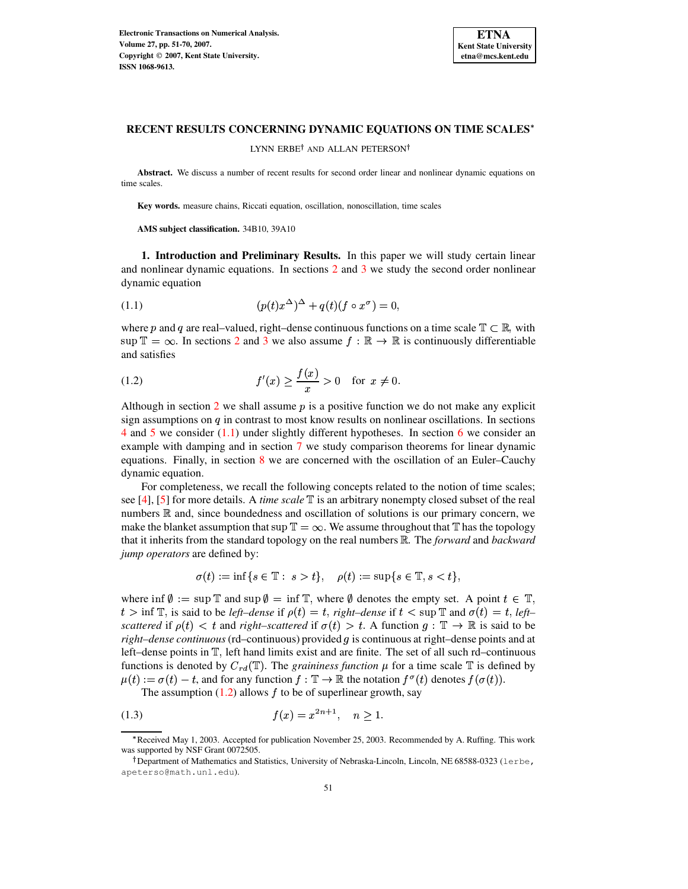# RECENT RESULTS CONCERNING DYNAMIC EQUATIONS ON TIME SCALES*

LYNN ERBE† AND ALLAN PETERSON†

**Abstract.** We discuss a number of recent results for second order linear and nonlinear dynamic equations on time scales.

**Key words.** measure chains, Riccati equation, oscillation, nonoscillation, time scales

**AMS subject classification.** 34B10, 39A10

**1. Introduction and Preliminary Results.** In this paper we will study certain linear and nonlinear dynamic equations. In sections 2 and 3 we study the second order nonlinear dynamic equation

$$(p(t)x^{\Delta})^{\Delta} + q(t)(f \circ x^{\sigma}) = 0, \tag{1.1}$$

where $p$ and $q$ are real–valued, right–dense continuous functions on a time scale $\mathbb{T} \subset \mathbb{R}$, with $\sup \mathbb{T} = \infty$. In sections 2 and 3 we also assume $f : \mathbb{R} \to \mathbb{R}$ is continuously differentiable and satisfies

$$f'(x) \geq \frac{f(x)}{x} > 0 \quad \text{for } x \neq 0. \tag{1.2}$$

Although in section 2 we shall assume $p$ is a positive function we do not make any explicit sign assumptions on $q$ in contrast to most know results on nonlinear oscillations. In sections 4 and 5 we consider (1.1) under slightly different hypotheses. In section 6 we consider an example with damping and in section 7 we study comparison theorems for linear dynamic equations. Finally, in section 8 we are concerned with the oscillation of an Euler–Cauchy dynamic equation.

For completeness, we recall the following concepts related to the notion of time scales; see [4], [5] for more details. A *time scale* $\mathbb{T}$ is an arbitrary nonempty closed subset of the real numbers $\mathbb{R}$ and, since boundedness and oscillation of solutions is our primary concern, we make the blanket assumption that $\sup \mathbb{T} = \infty$. We assume throughout that $\mathbb{T}$ has the topology that it inherits from the standard topology on the real numbers $\mathbb{R}$. The *forward* and *backward jump operators* are defined by:

$$\sigma(t) := \inf\{s \in \mathbb{T} : \; s > t\}, \quad \rho(t) := \sup\{s \in \mathbb{T}, s < t\},$$

where $\inf \emptyset := \sup \mathbb{T}$ and $\sup \emptyset = \inf \mathbb{T}$, where $\emptyset$ denotes the empty set. A point $t \in \mathbb{T}$, $t > \inf \mathbb{T}$, is said to be *left–dense* if $\rho(t) = t$, *right–dense* if $t < \sup \mathbb{T}$ and $\sigma(t) = t$, *left–scattered* if $\rho(t) < t$ and *right–scattered* if $\sigma(t) > t$. A function $g : \mathbb{T} \to \mathbb{R}$ is said to be *right–dense continuous* (rd–continuous) provided $g$ is continuous at right–dense points and at left–dense points in $\mathbb{T}$, left hand limits exist and are finite. The set of all such rd–continuous functions is denoted by $C_{rd}(\mathbb{T})$. The *graininess function* $\mu$ for a time scale $\mathbb{T}$ is defined by $\mu(t) := \sigma(t) - t$, and for any function $f : \mathbb{T} \to \mathbb{R}$ the notation $f^{\sigma}(t)$ denotes $f(\sigma(t))$.

The assumption (1.2) allows $f$ to be of superlinear growth, say

$$f(x) = x^{2n+1}, \quad n \geq 1. \tag{1.3}$$

---

*Received May 1, 2003. Accepted for publication November 25, 2003. Recommended by A. Ruffing. This work was supported by NSF Grant 0072505.

†Department of Mathematics and Statistics, University of Nebraska-Lincoln, Lincoln, NE 68588-0323 (lerbe, apeterso@math.unl.edu).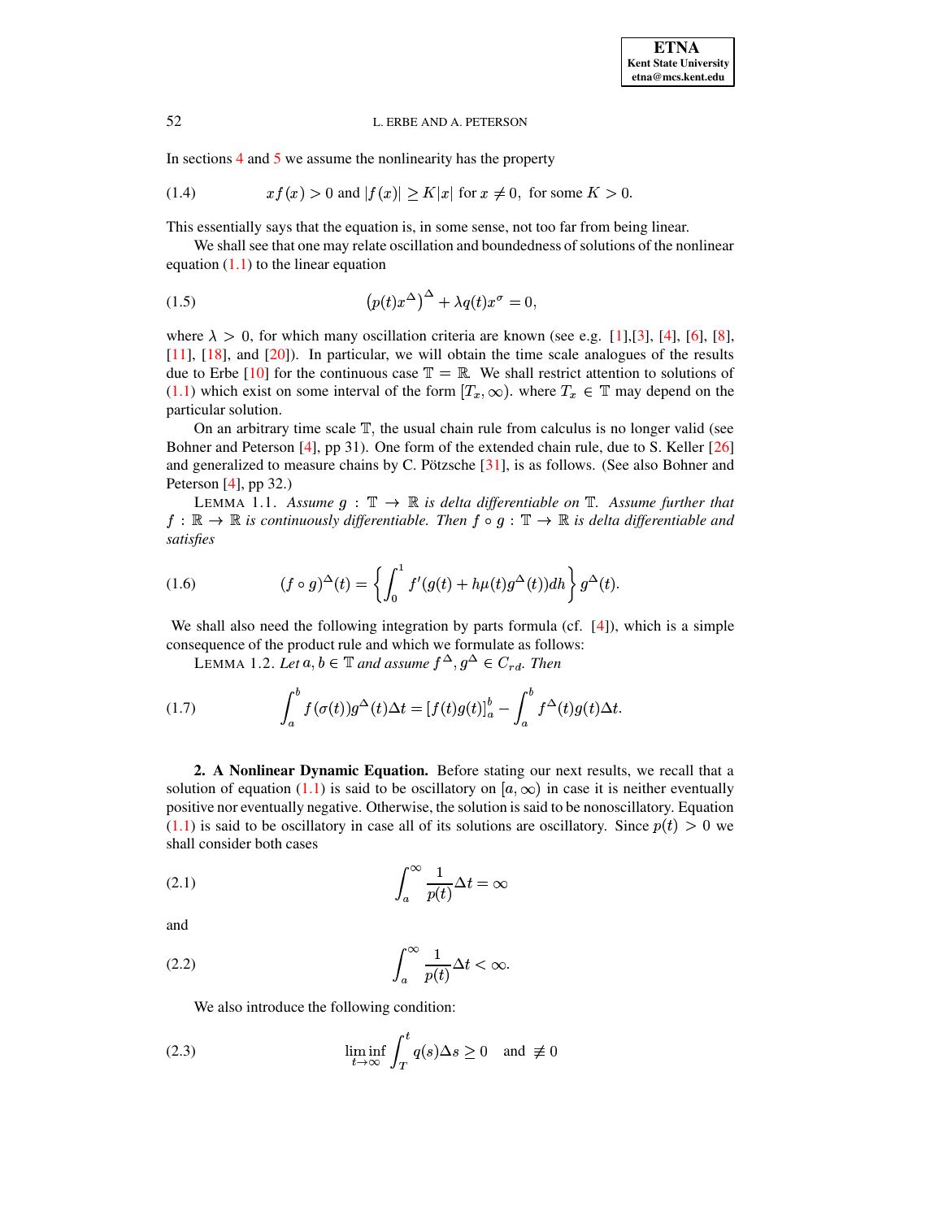In sections 4 and 5 we assume the nonlinearity has the property

$$xf(x) > 0 \text{ and } |f(x)| \geq K|x| \text{ for } x \neq 0, \text{ for some } K > 0. \tag{1.4}$$

This essentially says that the equation is, in some sense, not too far from being linear.

We shall see that one may relate oscillation and boundedness of solutions of the nonlinear equation (1.1) to the linear equation

$$\left(p(t)x^{\Delta}\right)^{\Delta} + \lambda q(t)x^{\sigma} = 0, \tag{1.5}$$

where $\lambda > 0$, for which many oscillation criteria are known (see e.g. [1],[3], [4], [6], [8], [11], [18], and [20]). In particular, we will obtain the time scale analogues of the results due to Erbe [10] for the continuous case $\mathbb{T} = \mathbb{R}$. We shall restrict attention to solutions of (1.1) which exist on some interval of the form $[T_x, \infty)$. where $T_x \in \mathbb{T}$ may depend on the particular solution.

On an arbitrary time scale $\mathbb{T}$, the usual chain rule from calculus is no longer valid (see Bohner and Peterson [4], pp 31). One form of the extended chain rule, due to S. Keller [26] and generalized to measure chains by C. Pötzsche [31], is as follows. (See also Bohner and Peterson [4], pp 32.)

LEMMA 1.1. *Assume $g : \mathbb{T} \to \mathbb{R}$ is delta differentiable on $\mathbb{T}$. Assume further that $f : \mathbb{R} \to \mathbb{R}$ is continuously differentiable. Then $f \circ g : \mathbb{T} \to \mathbb{R}$ is delta differentiable and satisfies*

$$(f \circ g)^{\Delta}(t) = \left\{ \int_0^1 f'(g(t) + h\mu(t)g^{\Delta}(t))dh \right\} g^{\Delta}(t). \tag{1.6}$$

We shall also need the following integration by parts formula (cf. [4]), which is a simple consequence of the product rule and which we formulate as follows:

LEMMA 1.2. *Let $a, b \in \mathbb{T}$ and assume $f^{\Delta}, g^{\Delta} \in C_{rd}$. Then*

$$\int_a^b f(\sigma(t))g^{\Delta}(t)\Delta t = [f(t)g(t)]_a^b - \int_a^b f^{\Delta}(t)g(t)\Delta t. \tag{1.7}$$

**2. A Nonlinear Dynamic Equation.** Before stating our next results, we recall that a solution of equation (1.1) is said to be oscillatory on $[a, \infty)$ in case it is neither eventually positive nor eventually negative. Otherwise, the solution is said to be nonoscillatory. Equation (1.1) is said to be oscillatory in case all of its solutions are oscillatory. Since $p(t) > 0$ we shall consider both cases

$$\int_a^{\infty} \frac{1}{p(t)}\Delta t = \infty \tag{2.1}$$

and

$$\int_a^{\infty} \frac{1}{p(t)}\Delta t < \infty. \tag{2.2}$$

We also introduce the following condition:

$$\liminf_{t\to\infty} \int_T^t q(s)\Delta s \geq 0 \quad \text{and } \not\equiv 0 \tag{2.3}$$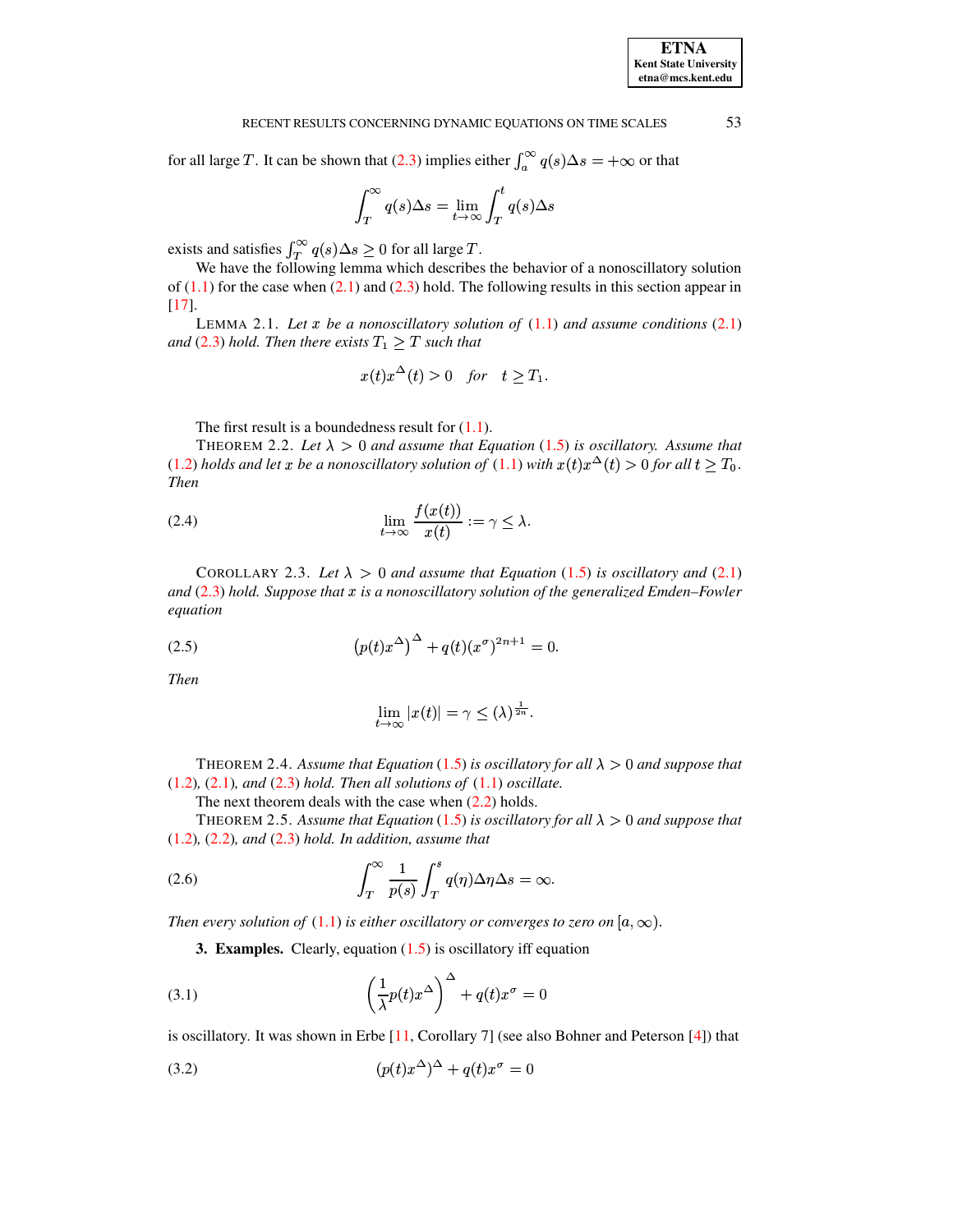for all large $T$. It can be shown that (2.3) implies either $\int_a^\infty q(s)\Delta s = +\infty$ or that

$$\int_T^\infty q(s)\Delta s = \lim_{t\to\infty}\int_T^t q(s)\Delta s$$

exists and satisfies $\int_T^\infty q(s)\Delta s \geq 0$ for all large $T$.

We have the following lemma which describes the behavior of a nonoscillatory solution of (1.1) for the case when (2.1) and (2.3) hold. The following results in this section appear in [17].

LEMMA 2.1. *Let $x$ be a nonoscillatory solution of (1.1) and assume conditions (2.1) and (2.3) hold. Then there exists $T_1 \geq T$ such that*

$$x(t)x^\Delta(t) > 0 \quad \textit{for} \quad t \geq T_1.$$

The first result is a boundedness result for (1.1).

THEOREM 2.2. *Let $\lambda > 0$ and assume that Equation (1.5) is oscillatory. Assume that (1.2) holds and let $x$ be a nonoscillatory solution of (1.1) with $x(t)x^\Delta(t) > 0$ for all $t \geq T_0$. Then*

$$\lim_{t\to\infty}\frac{f(x(t))}{x(t)} := \gamma \leq \lambda. \tag{2.4}$$

COROLLARY 2.3. *Let $\lambda > 0$ and assume that Equation (1.5) is oscillatory and (2.1) and (2.3) hold. Suppose that $x$ is a nonoscillatory solution of the generalized Emden–Fowler equation*

$$\left(p(t)x^\Delta\right)^\Delta + q(t)(x^\sigma)^{2n+1} = 0. \tag{2.5}$$

*Then*

$$\lim_{t\to\infty}|x(t)| = \gamma \leq (\lambda)^{\frac{1}{2n}}.$$

THEOREM 2.4. *Assume that Equation (1.5) is oscillatory for all $\lambda > 0$ and suppose that (1.2), (2.1), and (2.3) hold. Then all solutions of (1.1) oscillate.*

The next theorem deals with the case when (2.2) holds.

THEOREM 2.5. *Assume that Equation (1.5) is oscillatory for all $\lambda > 0$ and suppose that (1.2), (2.2), and (2.3) hold. In addition, assume that*

$$\int_T^\infty \frac{1}{p(s)}\int_T^s q(\eta)\Delta\eta\Delta s = \infty. \tag{2.6}$$

*Then every solution of (1.1) is either oscillatory or converges to zero on $[a,\infty)$.*

**3. Examples.** Clearly, equation (1.5) is oscillatory iff equation

$$\left(\frac{1}{\lambda}p(t)x^\Delta\right)^\Delta + q(t)x^\sigma = 0 \tag{3.1}$$

is oscillatory. It was shown in Erbe [11, Corollary 7] (see also Bohner and Peterson [4]) that

$$(p(t)x^\Delta)^\Delta + q(t)x^\sigma = 0 \tag{3.2}$$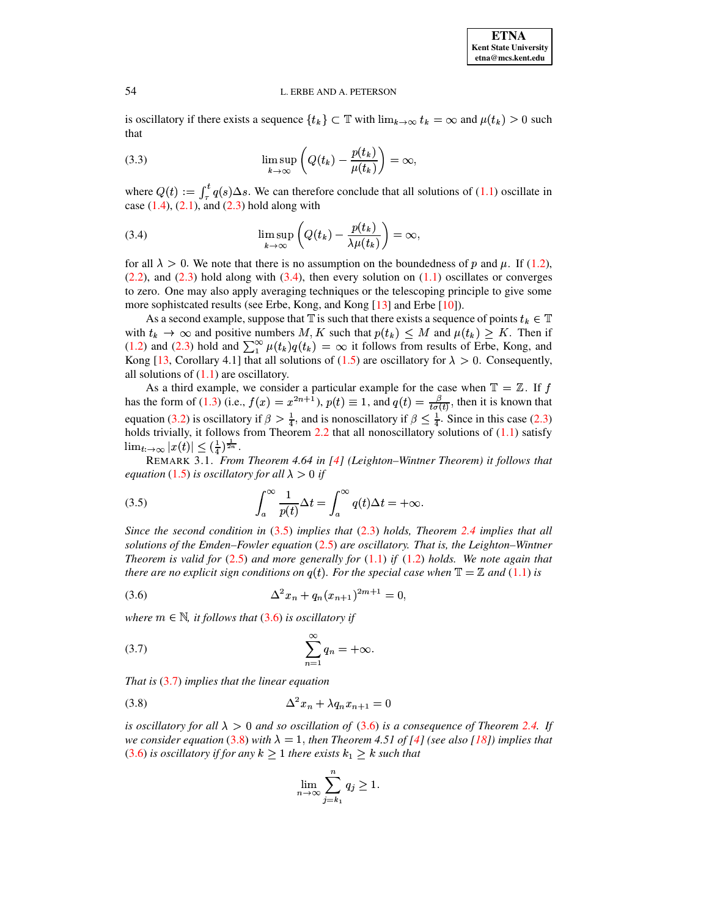is oscillatory if there exists a sequence $\{t_k\} \subset \mathbb{T}$ with $\lim_{k\to\infty} t_k = \infty$ and $\mu(t_k) > 0$ such that

$$\limsup_{k\to\infty} \left( Q(t_k) - \frac{p(t_k)}{\mu(t_k)} \right) = \infty, \tag{3.3}$$

where $Q(t) := \int_\tau^t q(s)\Delta s$. We can therefore conclude that all solutions of (1.1) oscillate in case (1.4), (2.1), and (2.3) hold along with

$$\limsup_{k\to\infty} \left( Q(t_k) - \frac{p(t_k)}{\lambda\mu(t_k)} \right) = \infty, \tag{3.4}$$

for all $\lambda > 0$. We note that there is no assumption on the boundedness of $p$ and $\mu$. If (1.2), (2.2), and (2.3) hold along with (3.4), then every solution on (1.1) oscillates or converges to zero. One may also apply averaging techniques or the telescoping principle to give some more sophistcated results (see Erbe, Kong, and Kong [13] and Erbe [10]).

As a second example, suppose that $\mathbb{T}$ is such that there exists a sequence of points $t_k \in \mathbb{T}$ with $t_k \to \infty$ and positive numbers $M, K$ such that $p(t_k) \le M$ and $\mu(t_k) \ge K$. Then if (1.2) and (2.3) hold and $\sum_1^\infty \mu(t_k)q(t_k) = \infty$ it follows from results of Erbe, Kong, and Kong [13, Corollary 4.1] that all solutions of (1.5) are oscillatory for $\lambda > 0$. Consequently, all solutions of (1.1) are oscillatory.

As a third example, we consider a particular example for the case when $\mathbb{T} = \mathbb{Z}$. If $f$ has the form of (1.3) (i.e., $f(x) = x^{2n+1}$), $p(t) \equiv 1$, and $q(t) = \frac{\beta}{t\sigma(t)}$, then it is known that equation (3.2) is oscillatory if $\beta > \frac{1}{4}$, and is nonoscillatory if $\beta \le \frac{1}{4}$. Since in this case (2.3) holds trivially, it follows from Theorem 2.2 that all nonoscillatory solutions of (1.1) satisfy $\lim_{t\to\infty} |x(t)| \le (\frac{1}{4})^{\frac{1}{2n}}$.

REMARK 3.1. *From Theorem 4.64 in [4] (Leighton–Wintner Theorem) it follows that equation (1.5) is oscillatory for all $\lambda > 0$ if*

$$\int_a^\infty \frac{1}{p(t)}\Delta t = \int_a^\infty q(t)\Delta t = +\infty. \tag{3.5}$$

*Since the second condition in (3.5) implies that (2.3) holds, Theorem 2.4 implies that all solutions of the Emden–Fowler equation (2.5) are oscillatory. That is, the Leighton–Wintner Theorem is valid for (2.5) and more generally for (1.1) if (1.2) holds. We note again that there are no explicit sign conditions on $q(t)$. For the special case when $\mathbb{T} = \mathbb{Z}$ and (1.1) is*

$$\Delta^2 x_n + q_n (x_{n+1})^{2m+1} = 0, \tag{3.6}$$

*where $m \in \mathbb{N}$, it follows that (3.6) is oscillatory if*

$$\sum_{n=1}^\infty q_n = +\infty. \tag{3.7}$$

*That is (3.7) implies that the linear equation*

$$\Delta^2 x_n + \lambda q_n x_{n+1} = 0 \tag{3.8}$$

*is oscillatory for all $\lambda > 0$ and so oscillation of (3.6) is a consequence of Theorem 2.4. If we consider equation (3.8) with $\lambda = 1$, then Theorem 4.51 of [4] (see also [18]) implies that (3.6) is oscillatory if for any $k \ge 1$ there exists $k_1 \ge k$ such that*

$$\lim_{n\to\infty} \sum_{j=k_1}^n q_j \ge 1.$$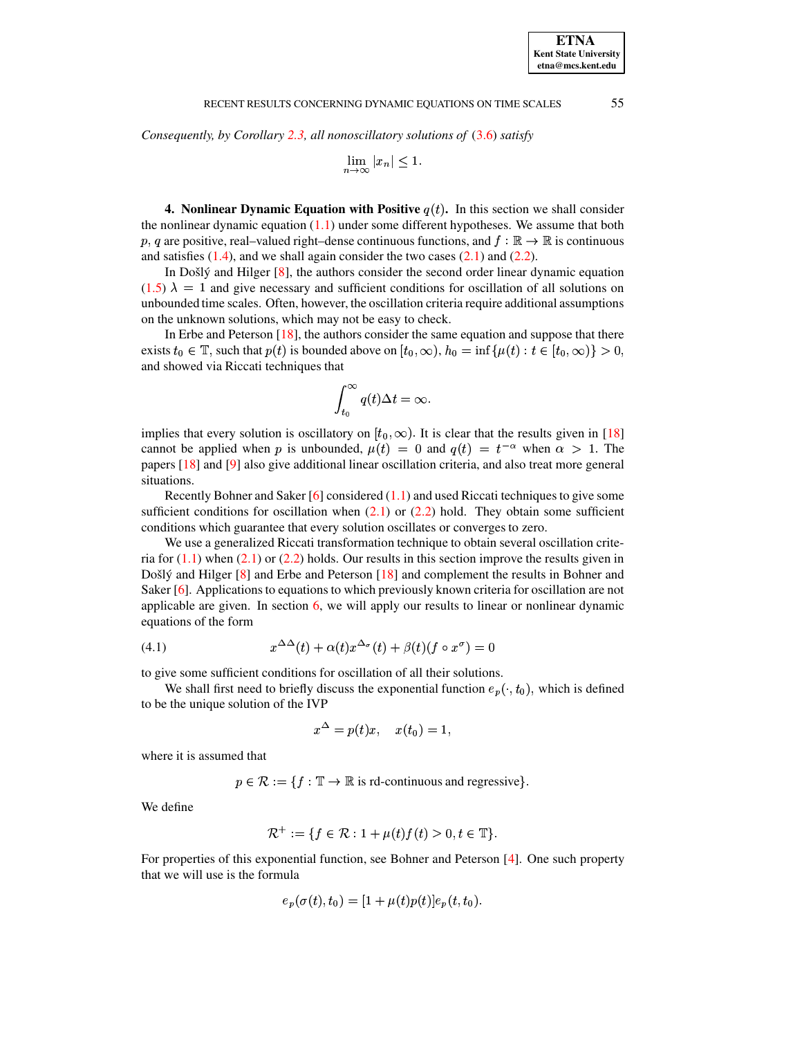*Consequently, by Corollary 2.3, all nonoscillatory solutions of* (3.6) *satisfy*

$$\lim_{n\to\infty} |x_n| \le 1.$$

**4. Nonlinear Dynamic Equation with Positive $q(t)$.** In this section we shall consider the nonlinear dynamic equation (1.1) under some different hypotheses. We assume that both $p$, $q$ are positive, real–valued right–dense continuous functions, and $f : \mathbb{R} \to \mathbb{R}$ is continuous and satisfies (1.4), and we shall again consider the two cases (2.1) and (2.2).

In Došlý and Hilger [8], the authors consider the second order linear dynamic equation (1.5) $\lambda = 1$ and give necessary and sufficient conditions for oscillation of all solutions on unbounded time scales. Often, however, the oscillation criteria require additional assumptions on the unknown solutions, which may not be easy to check.

In Erbe and Peterson [18], the authors consider the same equation and suppose that there exists $t_0 \in \mathbb{T}$, such that $p(t)$ is bounded above on $[t_0, \infty)$, $h_0 = \inf\{\mu(t) : t \in [t_0, \infty)\} > 0$, and showed via Riccati techniques that

$$\int_{t_0}^{\infty} q(t)\Delta t = \infty.$$

implies that every solution is oscillatory on $[t_0, \infty)$. It is clear that the results given in [18] cannot be applied when $p$ is unbounded, $\mu(t) = 0$ and $q(t) = t^{-\alpha}$ when $\alpha > 1$. The papers [18] and [9] also give additional linear oscillation criteria, and also treat more general situations.

Recently Bohner and Saker [6] considered (1.1) and used Riccati techniques to give some sufficient conditions for oscillation when (2.1) or (2.2) hold. They obtain some sufficient conditions which guarantee that every solution oscillates or converges to zero.

We use a generalized Riccati transformation technique to obtain several oscillation criteria for (1.1) when (2.1) or (2.2) holds. Our results in this section improve the results given in Došlý and Hilger [8] and Erbe and Peterson [18] and complement the results in Bohner and Saker [6]. Applications to equations to which previously known criteria for oscillation are not applicable are given. In section 6, we will apply our results to linear or nonlinear dynamic equations of the form

$$x^{\Delta\Delta}(t) + \alpha(t)x^{\Delta_\sigma}(t) + \beta(t)(f \circ x^{\sigma}) = 0 \tag{4.1}$$

to give some sufficient conditions for oscillation of all their solutions.

We shall first need to briefly discuss the exponential function $e_p(\cdot, t_0)$, which is defined to be the unique solution of the IVP

$$x^{\Delta} = p(t)x, \quad x(t_0) = 1,$$

where it is assumed that

$$p \in \mathcal{R} := \{f : \mathbb{T} \to \mathbb{R} \text{ is rd-continuous and regressive}\}.$$

We define

$$\mathcal{R}^+ := \{f \in \mathcal{R} : 1 + \mu(t)f(t) > 0, t \in \mathbb{T}\}.$$

For properties of this exponential function, see Bohner and Peterson [4]. One such property that we will use is the formula

$$e_p(\sigma(t), t_0) = [1 + \mu(t)p(t)]e_p(t, t_0).$$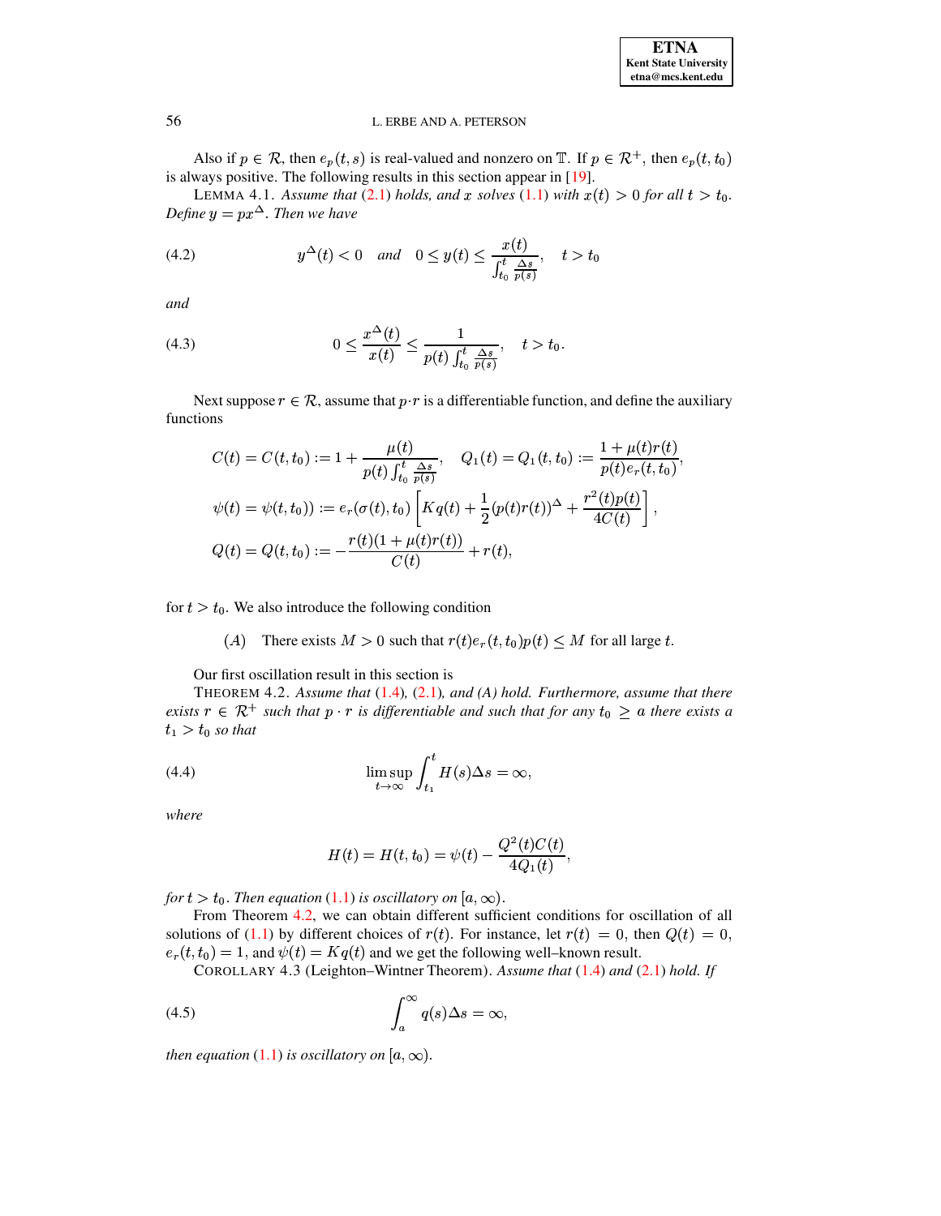Also if $p \in \mathcal{R}$, then $e_p(t,s)$ is real-valued and nonzero on $\mathbb{T}$. If $p \in \mathcal{R}^+$, then $e_p(t,t_0)$ is always positive. The following results in this section appear in [19].

LEMMA 4.1. *Assume that* (2.1) *holds, and $x$ solves* (1.1) *with $x(t) > 0$ for all $t > t_0$. Define $y = px^\Delta$. Then we have*

$$y^\Delta(t) < 0 \quad \text{and} \quad 0 \le y(t) \le \frac{x(t)}{\int_{t_0}^t \frac{\Delta s}{p(s)}}, \quad t > t_0 \tag{4.2}$$

*and*

$$0 \le \frac{x^\Delta(t)}{x(t)} \le \frac{1}{p(t)\int_{t_0}^t \frac{\Delta s}{p(s)}}, \quad t > t_0. \tag{4.3}$$

Next suppose $r \in \mathcal{R}$, assume that $p \cdot r$ is a differentiable function, and define the auxiliary functions

$$\begin{aligned}
C(t) = C(t,t_0) &:= 1 + \frac{\mu(t)}{p(t)\int_{t_0}^t \frac{\Delta s}{p(s)}}, \quad Q_1(t) = Q_1(t,t_0) := \frac{1+\mu(t)r(t)}{p(t)e_r(t,t_0)},\\
\psi(t) = \psi(t,t_0)) &:= e_r(\sigma(t),t_0)\left[Kq(t) + \frac{1}{2}(p(t)r(t))^\Delta + \frac{r^2(t)p(t)}{4C(t)}\right],\\
Q(t) = Q(t,t_0) &:= -\frac{r(t)(1+\mu(t)r(t))}{C(t)} + r(t),
\end{aligned}$$

for $t > t_0$. We also introduce the following condition

$(A)$ There exists $M > 0$ such that $r(t)e_r(t,t_0)p(t) \le M$ for all large $t$.

Our first oscillation result in this section is

THEOREM 4.2. *Assume that* (1.4), (2.1), *and (A) hold. Furthermore, assume that there exists $r \in \mathcal{R}^+$ such that $p \cdot r$ is differentiable and such that for any $t_0 \ge a$ there exists a $t_1 > t_0$ so that*

$$\limsup_{t\to\infty} \int_{t_1}^t H(s)\Delta s = \infty, \tag{4.4}$$

*where*

$$H(t) = H(t,t_0) = \psi(t) - \frac{Q^2(t)C(t)}{4Q_1(t)},$$

*for $t > t_0$. Then equation* (1.1) *is oscillatory on $[a,\infty)$.*

From Theorem 4.2, we can obtain different sufficient conditions for oscillation of all solutions of (1.1) by different choices of $r(t)$. For instance, let $r(t) = 0$, then $Q(t) = 0$, $e_r(t,t_0) = 1$, and $\psi(t) = Kq(t)$ and we get the following well–known result.

COROLLARY 4.3 (Leighton–Wintner Theorem). *Assume that* (1.4) *and* (2.1) *hold. If*

$$\int_a^\infty q(s)\Delta s = \infty, \tag{4.5}$$

*then equation* (1.1) *is oscillatory on $[a,\infty)$.*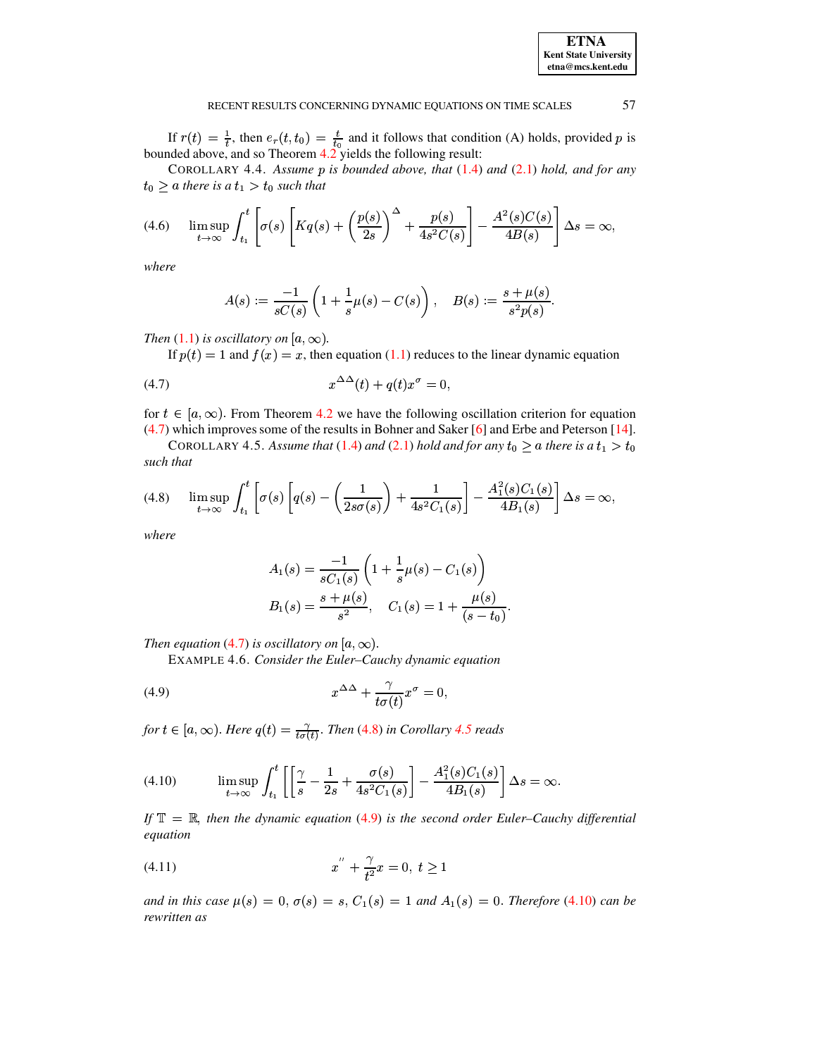If $r(t) = \frac{1}{t}$, then $e_r(t, t_0) = \frac{t}{t_0}$ and it follows that condition (A) holds, provided $p$ is bounded above, and so Theorem 4.2 yields the following result:

COROLLARY 4.4. *Assume $p$ is bounded above, that (1.4) and (2.1) hold, and for any $t_0 \geq a$ there is a $t_1 > t_0$ such that*

$$\limsup_{t\to\infty} \int_{t_1}^{t} \left[ \sigma(s) \left[ Kq(s) + \left( \frac{p(s)}{2s} \right)^{\Delta} + \frac{p(s)}{4s^2 C(s)} \right] - \frac{A^2(s)C(s)}{4B(s)} \right] \Delta s = \infty, \tag{4.6}$$

*where*

$$A(s) := \frac{-1}{sC(s)} \left( 1 + \frac{1}{s}\mu(s) - C(s) \right), \quad B(s) := \frac{s + \mu(s)}{s^2 p(s)}.$$

*Then (1.1) is oscillatory on $[a, \infty)$.*

If $p(t) = 1$ and $f(x) = x$, then equation (1.1) reduces to the linear dynamic equation

$$x^{\Delta\Delta}(t) + q(t)x^{\sigma} = 0, \tag{4.7}$$

for $t \in [a, \infty)$. From Theorem 4.2 we have the following oscillation criterion for equation (4.7) which improves some of the results in Bohner and Saker [6] and Erbe and Peterson [14].

COROLLARY 4.5. *Assume that (1.4) and (2.1) hold and for any $t_0 \geq a$ there is a $t_1 > t_0$ such that*

$$\limsup_{t\to\infty} \int_{t_1}^{t} \left[ \sigma(s) \left[ q(s) - \left( \frac{1}{2s\sigma(s)} \right) + \frac{1}{4s^2 C_1(s)} \right] - \frac{A_1^2(s)C_1(s)}{4B_1(s)} \right] \Delta s = \infty, \tag{4.8}$$

*where*

$$A_1(s) = \frac{-1}{sC_1(s)} \left( 1 + \frac{1}{s}\mu(s) - C_1(s) \right)$$

$$B_1(s) = \frac{s + \mu(s)}{s^2}, \quad C_1(s) = 1 + \frac{\mu(s)}{(s - t_0)}.$$

*Then equation (4.7) is oscillatory on $[a, \infty)$.*

EXAMPLE 4.6. *Consider the Euler–Cauchy dynamic equation*

$$x^{\Delta\Delta} + \frac{\gamma}{t\sigma(t)} x^{\sigma} = 0, \tag{4.9}$$

*for $t \in [a, \infty)$. Here $q(t) = \frac{\gamma}{t\sigma(t)}$. Then (4.8) in Corollary 4.5 reads*

$$\limsup_{t\to\infty} \int_{t_1}^{t} \left[ \left[ \frac{\gamma}{s} - \frac{1}{2s} + \frac{\sigma(s)}{4s^2 C_1(s)} \right] - \frac{A_1^2(s)C_1(s)}{4B_1(s)} \right] \Delta s = \infty. \tag{4.10}$$

*If $\mathbb{T} = \mathbb{R}$, then the dynamic equation (4.9) is the second order Euler–Cauchy differential equation*

$$x'' + \frac{\gamma}{t^2} x = 0, \ t \geq 1 \tag{4.11}$$

*and in this case $\mu(s) = 0$, $\sigma(s) = s$, $C_1(s) = 1$ and $A_1(s) = 0$. Therefore (4.10) can be rewritten as*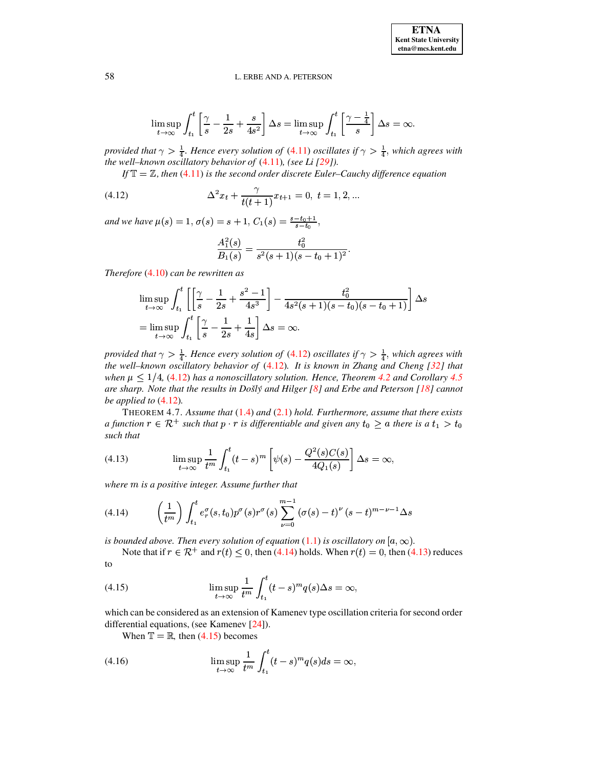$$\limsup_{t\to\infty}\int_{t_1}^{t}\left[\frac{\gamma}{s}-\frac{1}{2s}+\frac{s}{4s^2}\right]\Delta s=\limsup_{t\to\infty}\int_{t_1}^{t}\left[\frac{\gamma-\frac{1}{4}}{s}\right]\Delta s=\infty.$$

*provided that $\gamma > \frac{1}{4}$. Hence every solution of (4.11) oscillates if $\gamma > \frac{1}{4}$, which agrees with the well–known oscillatory behavior of (4.11), (see Li [29]).*

*If $\mathbb{T}=\mathbb{Z}$, then (4.11) is the second order discrete Euler–Cauchy difference equation*

$$\Delta^2 x_t + \frac{\gamma}{t(t+1)}x_{t+1}=0,\ \ t=1,2,... \tag{4.12}$$

*and we have $\mu(s)=1$, $\sigma(s)=s+1$, $C_1(s)=\frac{s-t_0+1}{s-t_0}$,*

$$\frac{A_1^2(s)}{B_1(s)}=\frac{t_0^2}{s^2(s+1)(s-t_0+1)^2}.$$

*Therefore (4.10) can be rewritten as*

$$\begin{aligned}
&\limsup_{t\to\infty}\int_{t_1}^{t}\left[\left[\frac{\gamma}{s}-\frac{1}{2s}+\frac{s^2-1}{4s^3}\right]-\frac{t_0^2}{4s^2(s+1)(s-t_0)(s-t_0+1)}\right]\Delta s\\
&=\limsup_{t\to\infty}\int_{t_1}^{t}\left[\frac{\gamma}{s}-\frac{1}{2s}+\frac{1}{4s}\right]\Delta s=\infty.
\end{aligned}$$

*provided that $\gamma > \frac{1}{4}$. Hence every solution of (4.12) oscillates if $\gamma > \frac{1}{4}$, which agrees with the well–known oscillatory behavior of (4.12). It is known in Zhang and Cheng [32] that when $\mu \le 1/4$, (4.12) has a nonoscillatory solution. Hence, Theorem 4.2 and Corollary 4.5 are sharp. Note that the results in Došlý and Hilger [8] and Erbe and Peterson [18] cannot be applied to (4.12).*

THEOREM 4.7. *Assume that (1.4) and (2.1) hold. Furthermore, assume that there exists a function $r\in\mathcal{R}^+$ such that $p\cdot r$ is differentiable and given any $t_0\ge a$ there is a $t_1>t_0$ such that*

$$\limsup_{t\to\infty}\frac{1}{t^m}\int_{t_1}^{t}(t-s)^m\left[\psi(s)-\frac{Q^2(s)C(s)}{4Q_1(s)}\right]\Delta s=\infty, \tag{4.13}$$

*where $m$ is a positive integer. Assume further that*

$$\left(\frac{1}{t^m}\right)\int_{t_1}^{t}e_r^{\sigma}(s,t_0)p^{\sigma}(s)r^{\sigma}(s)\sum_{\nu=0}^{m-1}\left(\sigma(s)-t\right)^{\nu}(s-t)^{m-\nu-1}\Delta s \tag{4.14}$$

*is bounded above. Then every solution of equation (1.1) is oscillatory on $[a,\infty)$.*

Note that if $r\in\mathcal{R}^+$ and $r(t)\le 0$, then (4.14) holds. When $r(t)=0$, then (4.13) reduces to

$$\limsup_{t\to\infty}\frac{1}{t^m}\int_{t_1}^{t}(t-s)^m q(s)\Delta s=\infty, \tag{4.15}$$

which can be considered as an extension of Kamenev type oscillation criteria for second order differential equations, (see Kamenev [24]).

When $\mathbb{T}=\mathbb{R}$, then (4.15) becomes

$$\limsup_{t\to\infty}\frac{1}{t^m}\int_{t_1}^{t}(t-s)^m q(s)ds=\infty, \tag{4.16}$$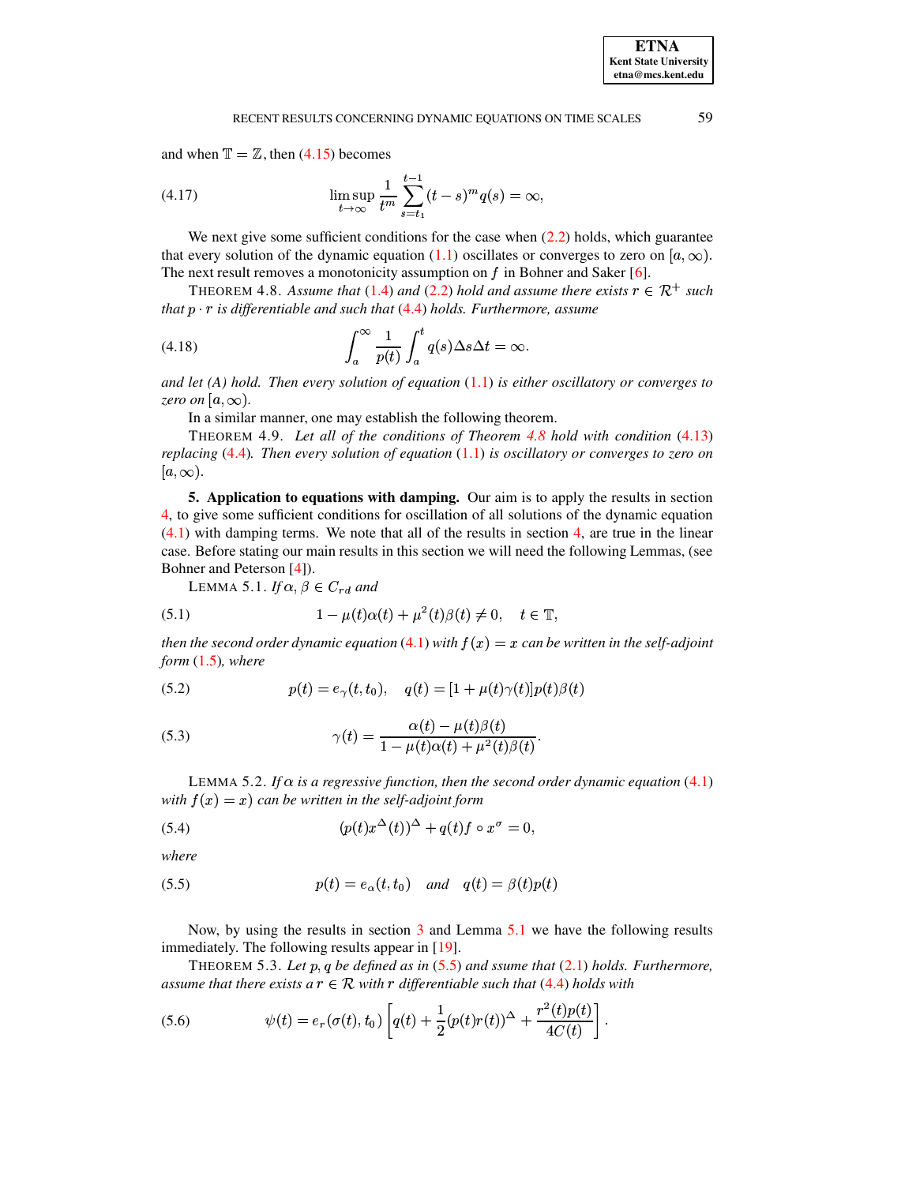and when $\mathbb{T} = \mathbb{Z}$, then (4.15) becomes

$$\limsup_{t\to\infty} \frac{1}{t^m} \sum_{s=t_1}^{t-1} (t-s)^m q(s) = \infty, \tag{4.17}$$

We next give some sufficient conditions for the case when (2.2) holds, which guarantee that every solution of the dynamic equation (1.1) oscillates or converges to zero on $[a, \infty)$. The next result removes a monotonicity assumption on $f$ in Bohner and Saker [6].

THEOREM 4.8. *Assume that (1.4) and (2.2) hold and assume there exists $r \in \mathcal{R}^+$ such that $p \cdot r$ is differentiable and such that (4.4) holds. Furthermore, assume*

$$\int_a^\infty \frac{1}{p(t)} \int_a^t q(s) \Delta s \Delta t = \infty. \tag{4.18}$$

*and let (A) hold. Then every solution of equation (1.1) is either oscillatory or converges to zero on $[a, \infty)$.*

In a similar manner, one may establish the following theorem.

THEOREM 4.9. *Let all of the conditions of Theorem 4.8 hold with condition (4.13) replacing (4.4). Then every solution of equation (1.1) is oscillatory or converges to zero on $[a, \infty)$.*

**5. Application to equations with damping.** Our aim is to apply the results in section 4, to give some sufficient conditions for oscillation of all solutions of the dynamic equation (4.1) with damping terms. We note that all of the results in section 4, are true in the linear case. Before stating our main results in this section we will need the following Lemmas, (see Bohner and Peterson [4]).

LEMMA 5.1. *If $\alpha, \beta \in C_{rd}$ and*

$$1 - \mu(t)\alpha(t) + \mu^2(t)\beta(t) \neq 0, \quad t \in \mathbb{T}, \tag{5.1}$$

*then the second order dynamic equation (4.1) with $f(x) = x$ can be written in the self-adjoint form (1.5), where*

$$p(t) = e_\gamma(t, t_0), \quad q(t) = [1 + \mu(t)\gamma(t)]p(t)\beta(t) \tag{5.2}$$

$$\gamma(t) = \frac{\alpha(t) - \mu(t)\beta(t)}{1 - \mu(t)\alpha(t) + \mu^2(t)\beta(t)}. \tag{5.3}$$

LEMMA 5.2. *If $\alpha$ is a regressive function, then the second order dynamic equation (4.1) with $f(x) = x$) can be written in the self-adjoint form*

$$(p(t)x^\Delta(t))^\Delta + q(t)f \circ x^\sigma = 0, \tag{5.4}$$

*where*

$$p(t) = e_\alpha(t, t_0) \quad \text{and} \quad q(t) = \beta(t)p(t) \tag{5.5}$$

Now, by using the results in section 3 and Lemma 5.1 we have the following results immediately. The following results appear in [19].

THEOREM 5.3. *Let $p, q$ be defined as in (5.5) and ssume that (2.1) holds. Furthermore, assume that there exists a $r \in \mathcal{R}$ with $r$ differentiable such that (4.4) holds with*

$$\psi(t) = e_r(\sigma(t), t_0) \left[ q(t) + \frac{1}{2}(p(t)r(t))^\Delta + \frac{r^2(t)p(t)}{4C(t)} \right]. \tag{5.6}$$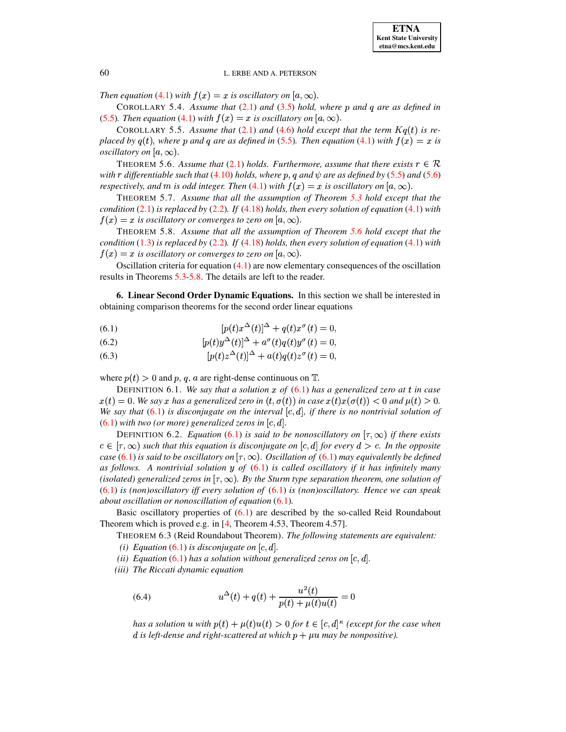*Then equation (4.1) with $f(x) = x$ is oscillatory on $[a, \infty)$.*

COROLLARY 5.4. *Assume that (2.1) and (3.5) hold, where $p$ and $q$ are as defined in (5.5). Then equation (4.1) with $f(x) = x$ is oscillatory on $[a, \infty)$.*

COROLLARY 5.5. *Assume that (2.1) and (4.6) hold except that the term $Kq(t)$ is replaced by $q(t)$, where $p$ and $q$ are as defined in (5.5). Then equation (4.1) with $f(x) = x$ is oscillatory on $[a, \infty)$.*

THEOREM 5.6. *Assume that (2.1) holds. Furthermore, assume that there exists $r \in \mathcal{R}$ with $r$ differentiable such that (4.10) holds, where $p$, $q$ and $\psi$ are as defined by (5.5) and (5.6) respectively, and $m$ is odd integer. Then (4.1) with $f(x) = x$ is oscillatory on $[a, \infty)$.*

THEOREM 5.7. *Assume that all the assumption of Theorem 5.3 hold except that the condition (2.1) is replaced by (2.2). If (4.18) holds, then every solution of equation (4.1) with $f(x) = x$ is oscillatory or converges to zero on $[a, \infty)$.*

THEOREM 5.8. *Assume that all the assumption of Theorem 5.6 hold except that the condition (1.3) is replaced by (2.2). If (4.18) holds, then every solution of equation (4.1) with $f(x) = x$ is oscillatory or converges to zero on $[a, \infty)$.*

Oscillation criteria for equation (4.1) are now elementary consequences of the oscillation results in Theorems 5.3-5.8. The details are left to the reader.

## 6. Linear Second Order Dynamic Equations.

In this section we shall be interested in obtaining comparison theorems for the second order linear equations

$$[p(t)x^{\Delta}(t)]^{\Delta} + q(t)x^{\sigma}(t) = 0, \tag{6.1}$$

$$[p(t)y^{\Delta}(t)]^{\Delta} + a^{\sigma}(t)q(t)y^{\sigma}(t) = 0, \tag{6.2}$$

$$[p(t)z^{\Delta}(t)]^{\Delta} + a(t)q(t)z^{\sigma}(t) = 0, \tag{6.3}$$

where $p(t) > 0$ and $p$, $q$, $a$ are right-dense continuous on $\mathbb{T}$.

DEFINITION 6.1. *We say that a solution $x$ of (6.1) has a generalized zero at $t$ in case $x(t) = 0$. We say $x$ has a generalized zero in $(t, \sigma(t))$ in case $x(t)x(\sigma(t)) < 0$ and $\mu(t) > 0$. We say that (6.1) is disconjugate on the interval $[c, d]$, if there is no nontrivial solution of (6.1) with two (or more) generalized zeros in $[c, d]$.*

DEFINITION 6.2. *Equation (6.1) is said to be nonoscillatory on $[\tau, \infty)$ if there exists $c \in [\tau, \infty)$ such that this equation is disconjugate on $[c, d]$ for every $d > c$. In the opposite case (6.1) is said to be oscillatory on $[\tau, \infty)$. Oscillation of (6.1) may equivalently be defined as follows. A nontrivial solution $y$ of (6.1) is called oscillatory if it has infinitely many (isolated) generalized zeros in $[\tau, \infty)$. By the Sturm type separation theorem, one solution of (6.1) is (non)oscillatory iff every solution of (6.1) is (non)oscillatory. Hence we can speak about oscillation or nonoscillation of equation (6.1).*

Basic oscillatory properties of (6.1) are described by the so-called Reid Roundabout Theorem which is proved e.g. in [4, Theorem 4.53, Theorem 4.57].

THEOREM 6.3 (Reid Roundabout Theorem). *The following statements are equivalent:*

*(i) Equation (6.1) is disconjugate on $[c, d]$.*

*(ii) Equation (6.1) has a solution without generalized zeros on $[c, d]$.*

*(iii) The Riccati dynamic equation*

$$u^{\Delta}(t) + q(t) + \frac{u^2(t)}{p(t) + \mu(t)u(t)} = 0 \tag{6.4}$$

*has a solution $u$ with $p(t) + \mu(t)u(t) > 0$ for $t \in [c, d]^{\kappa}$ (except for the case when $d$ is left-dense and right-scattered at which $p + \mu u$ may be nonpositive).*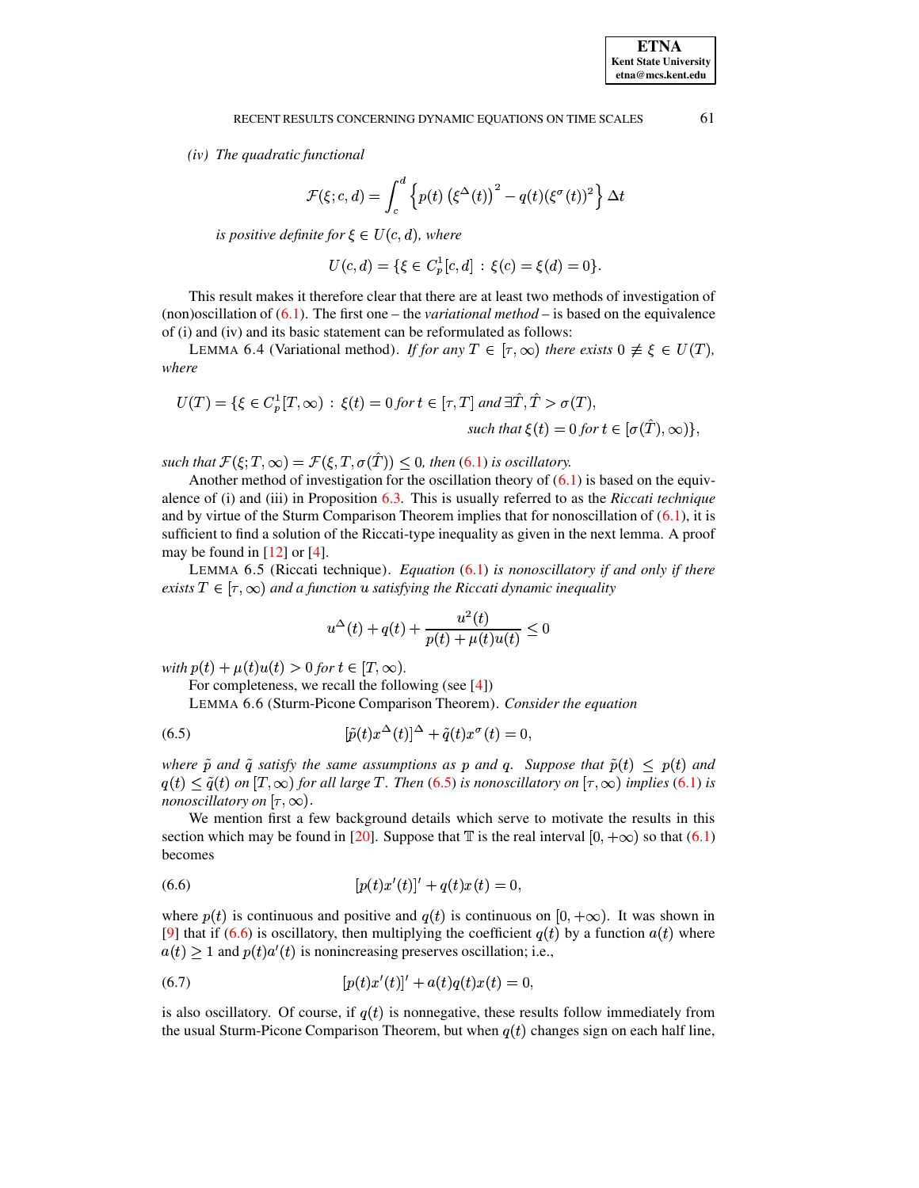*(iv) The quadratic functional*

$$\mathcal{F}(\xi; c, d) = \int_c^d \left\{ p(t) \left(\xi^\Delta(t)\right)^2 - q(t)(\xi^\sigma(t))^2 \right\} \Delta t$$

*is positive definite for $\xi \in U(c, d)$, where*

$$U(c, d) = \{\xi \in C_p^1[c, d] \,:\, \xi(c) = \xi(d) = 0\}.$$

This result makes it therefore clear that there are at least two methods of investigation of (non)oscillation of (6.1). The first one – the *variational method* – is based on the equivalence of (i) and (iv) and its basic statement can be reformulated as follows:

LEMMA 6.4 (Variational method). *If for any $T \in [\tau, \infty)$ there exists $0 \not\equiv \xi \in U(T)$, where*

$$U(T) = \{\xi \in C_p^1[T, \infty) \,:\, \xi(t) = 0 \text{ for } t \in [\tau, T] \text{ and } \exists \hat{T}, \hat{T} > \sigma(T), \text{ such that } \xi(t) = 0 \text{ for } t \in [\sigma(\hat{T}), \infty)\},$$

*such that $\mathcal{F}(\xi; T, \infty) = \mathcal{F}(\xi, T, \sigma(\hat{T})) \leq 0$, then (6.1) is oscillatory.*

Another method of investigation for the oscillation theory of (6.1) is based on the equivalence of (i) and (iii) in Proposition 6.3. This is usually referred to as the *Riccati technique* and by virtue of the Sturm Comparison Theorem implies that for nonoscillation of (6.1), it is sufficient to find a solution of the Riccati-type inequality as given in the next lemma. A proof may be found in [12] or [4].

LEMMA 6.5 (Riccati technique). *Equation (6.1) is nonoscillatory if and only if there exists $T \in [\tau, \infty)$ and a function $u$ satisfying the Riccati dynamic inequality*

$$u^\Delta(t) + q(t) + \frac{u^2(t)}{p(t) + \mu(t)u(t)} \leq 0$$

*with $p(t) + \mu(t)u(t) > 0$ for $t \in [T, \infty)$.*

For completeness, we recall the following (see [4])

LEMMA 6.6 (Sturm-Picone Comparison Theorem). *Consider the equation*

$$[\tilde{p}(t)x^\Delta(t)]^\Delta + \tilde{q}(t)x^\sigma(t) = 0, \tag{6.5}$$

*where $\tilde{p}$ and $\tilde{q}$ satisfy the same assumptions as $p$ and $q$. Suppose that $\tilde{p}(t) \leq p(t)$ and $q(t) \leq \tilde{q}(t)$ on $[T, \infty)$ for all large $T$. Then (6.5) is nonoscillatory on $[\tau, \infty)$ implies (6.1) is nonoscillatory on $[\tau, \infty)$.*

We mention first a few background details which serve to motivate the results in this section which may be found in [20]. Suppose that $\mathbb{T}$ is the real interval $[0, +\infty)$ so that (6.1) becomes

$$[p(t)x'(t)]' + q(t)x(t) = 0, \tag{6.6}$$

where $p(t)$ is continuous and positive and $q(t)$ is continuous on $[0, +\infty)$. It was shown in [9] that if (6.6) is oscillatory, then multiplying the coefficient $q(t)$ by a function $a(t)$ where $a(t) \geq 1$ and $p(t)a'(t)$ is nonincreasing preserves oscillation; i.e.,

$$[p(t)x'(t)]' + a(t)q(t)x(t) = 0, \tag{6.7}$$

is also oscillatory. Of course, if $q(t)$ is nonnegative, these results follow immediately from the usual Sturm-Picone Comparison Theorem, but when $q(t)$ changes sign on each half line,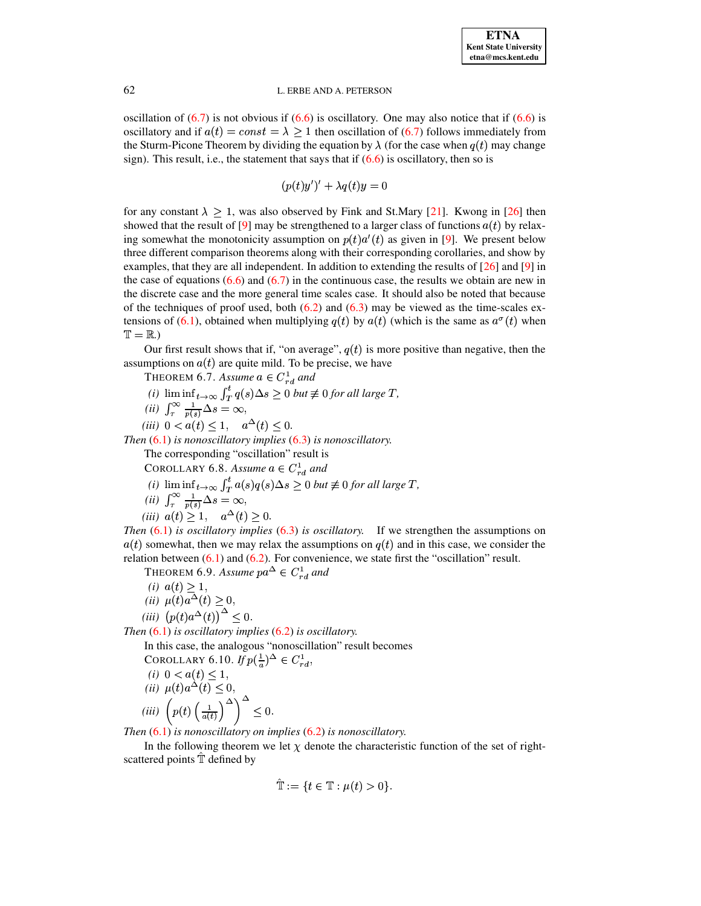oscillation of (6.7) is not obvious if (6.6) is oscillatory. One may also notice that if (6.6) is oscillatory and if $a(t) = const = \lambda \geq 1$ then oscillation of (6.7) follows immediately from the Sturm-Picone Theorem by dividing the equation by $\lambda$ (for the case when $q(t)$ may change sign). This result, i.e., the statement that says that if (6.6) is oscillatory, then so is

$$(p(t)y')' + \lambda q(t)y = 0$$

for any constant $\lambda \geq 1$, was also observed by Fink and St.Mary [21]. Kwong in [26] then showed that the result of [9] may be strengthened to a larger class of functions $a(t)$ by relaxing somewhat the monotonicity assumption on $p(t)a'(t)$ as given in [9]. We present below three different comparison theorems along with their corresponding corollaries, and show by examples, that they are all independent. In addition to extending the results of [26] and [9] in the case of equations (6.6) and (6.7) in the continuous case, the results we obtain are new in the discrete case and the more general time scales case. It should also be noted that because of the techniques of proof used, both (6.2) and (6.3) may be viewed as the time-scales extensions of (6.1), obtained when multiplying $q(t)$ by $a(t)$ (which is the same as $a^\sigma(t)$ when $\mathbb{T} = \mathbb{R}$.)

Our first result shows that if, "on average", $q(t)$ is more positive than negative, then the assumptions on $a(t)$ are quite mild. To be precise, we have

THEOREM 6.7. *Assume $a \in C^1_{rd}$ and*

*(i)* $\liminf_{t\to\infty} \int_T^t q(s)\Delta s \geq 0$ *but* $\not\equiv 0$ *for all large* $T$,

*(ii)* $\int_\tau^\infty \frac{1}{p(s)}\Delta s = \infty$,

*(iii)* $0 < a(t) \leq 1, \quad a^\Delta(t) \leq 0$.

*Then* (6.1) *is nonoscillatory implies* (6.3) *is nonoscillatory.*

The corresponding "oscillation" result is

COROLLARY 6.8. *Assume $a \in C^1_{rd}$ and*

*(i)* $\liminf_{t\to\infty} \int_T^t a(s)q(s)\Delta s \geq 0$ *but* $\not\equiv 0$ *for all large* $T$,

*(ii)* $\int_\tau^\infty \frac{1}{p(s)}\Delta s = \infty$,

*(iii)* $a(t) \geq 1, \quad a^\Delta(t) \geq 0$.

*Then* (6.1) *is oscillatory implies* (6.3) *is oscillatory.* If we strengthen the assumptions on $a(t)$ somewhat, then we may relax the assumptions on $q(t)$ and in this case, we consider the relation between (6.1) and (6.2). For convenience, we state first the "oscillation" result.

THEOREM 6.9. *Assume $pa^\Delta \in C^1_{rd}$ and*

*(i)* $a(t) \geq 1$,

*(ii)* $\mu(t)a^\Delta(t) \geq 0$,

*(iii)* $\left(p(t)a^\Delta(t)\right)^\Delta \leq 0$.

*Then* (6.1) *is oscillatory implies* (6.2) *is oscillatory.*

In this case, the analogous "nonoscillation" result becomes

COROLLARY 6.10. *If $p(\frac{1}{a})^\Delta \in C^1_{rd}$,*

*(i)* $0 < a(t) \leq 1$,

*(ii)* $\mu(t)a^\Delta(t) \leq 0$,

*(iii)* $\left(p(t)\left(\frac{1}{a(t)}\right)^\Delta\right)^\Delta \leq 0$.

*Then* (6.1) *is nonoscillatory on implies* (6.2) *is nonoscillatory.*

In the following theorem we let $\chi$ denote the characteristic function of the set of right-scattered points $\hat{\mathbb{T}}$ defined by

$$\hat{\mathbb{T}} := \{t \in \mathbb{T} : \mu(t) > 0\}.$$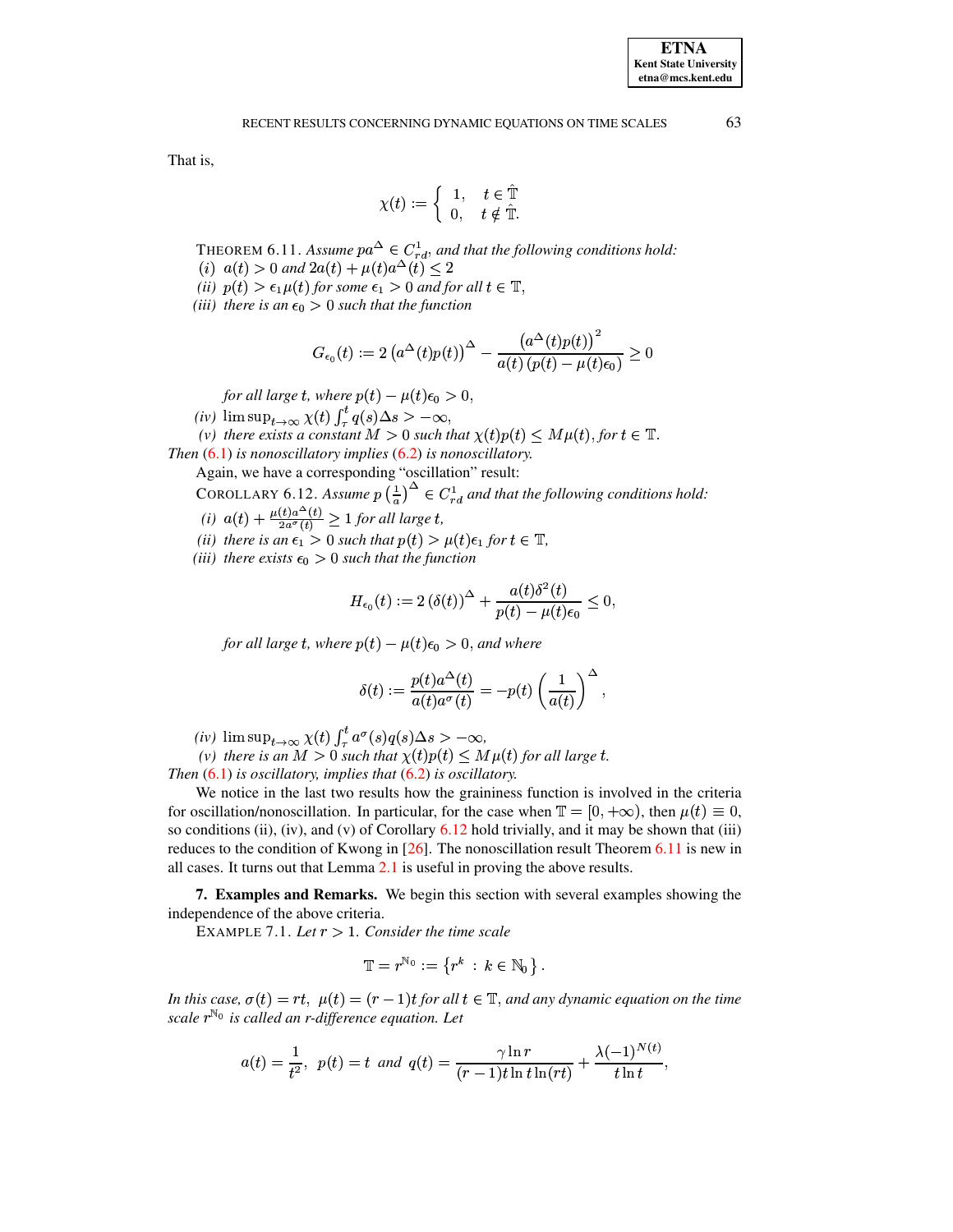That is,

$$\chi(t) := \begin{cases} 1, & t \in \hat{\mathbb{T}} \\ 0, & t \notin \hat{\mathbb{T}}. \end{cases}$$

THEOREM 6.11. *Assume $pa^{\Delta} \in C^1_{rd}$, and that the following conditions hold:*

*(i)* $a(t) > 0$ *and* $2a(t) + \mu(t)a^{\Delta}(t) \leq 2$

*(ii)* $p(t) > \epsilon_1 \mu(t)$ *for some* $\epsilon_1 > 0$ *and for all* $t \in \mathbb{T}$,

*(iii) there is an* $\epsilon_0 > 0$ *such that the function*

$$G_{\epsilon_0}(t) := 2\left(a^{\Delta}(t)p(t)\right)^{\Delta} - \frac{\left(a^{\Delta}(t)p(t)\right)^2}{a(t)\left(p(t) - \mu(t)\epsilon_0\right)} \geq 0$$

*for all large* $t$, *where* $p(t) - \mu(t)\epsilon_0 > 0$,

*(iv)* $\limsup_{t \to \infty} \chi(t) \int_{\tau}^{t} q(s)\Delta s > -\infty$,

*(v) there exists a constant* $M > 0$ *such that* $\chi(t)p(t) \leq M\mu(t)$, *for* $t \in \mathbb{T}$.

*Then* (6.1) *is nonoscillatory implies* (6.2) *is nonoscillatory.*

Again, we have a corresponding "oscillation" result:

COROLLARY 6.12. *Assume* $p\left(\frac{1}{a}\right)^{\Delta} \in C^1_{rd}$ *and that the following conditions hold:*

*(i)* $a(t) + \frac{\mu(t)a^{\Delta}(t)}{2a^{\sigma}(t)} \geq 1$ *for all large* $t$,

*(ii) there is an* $\epsilon_1 > 0$ *such that* $p(t) > \mu(t)\epsilon_1$ *for* $t \in \mathbb{T}$,

*(iii) there exists* $\epsilon_0 > 0$ *such that the function*

$$H_{\epsilon_0}(t) := 2\left(\delta(t)\right)^{\Delta} + \frac{a(t)\delta^2(t)}{p(t) - \mu(t)\epsilon_0} \leq 0,$$

*for all large* $t$, *where* $p(t) - \mu(t)\epsilon_0 > 0$, *and where*

$$\delta(t) := \frac{p(t)a^{\Delta}(t)}{a(t)a^{\sigma}(t)} = -p(t)\left(\frac{1}{a(t)}\right)^{\Delta},$$

*(iv)* $\limsup_{t \to \infty} \chi(t) \int_{\tau}^{t} a^{\sigma}(s)q(s)\Delta s > -\infty$,

*(v) there is an* $M > 0$ *such that* $\chi(t)p(t) \leq M\mu(t)$ *for all large* $t$.

*Then* (6.1) *is oscillatory, implies that* (6.2) *is oscillatory.*

We notice in the last two results how the graininess function is involved in the criteria for oscillation/nonoscillation. In particular, for the case when $\mathbb{T} = [0, +\infty)$, then $\mu(t) \equiv 0$, so conditions (ii), (iv), and (v) of Corollary 6.12 hold trivially, and it may be shown that (iii) reduces to the condition of Kwong in [26]. The nonoscillation result Theorem 6.11 is new in all cases. It turns out that Lemma 2.1 is useful in proving the above results.

## 7. Examples and Remarks.

We begin this section with several examples showing the independence of the above criteria.

EXAMPLE 7.1. *Let* $r > 1$. *Consider the time scale*

$$\mathbb{T} = r^{\mathbb{N}_0} := \left\{r^k \,:\, k \in \mathbb{N}_0\right\}.$$

*In this case,* $\sigma(t) = rt$, $\mu(t) = (r-1)t$ *for all* $t \in \mathbb{T}$, *and any dynamic equation on the time scale* $r^{\mathbb{N}_0}$ *is called an r-difference equation. Let*

$$a(t) = \frac{1}{t^2}, \;\; p(t) = t \;\; \textit{and} \;\; q(t) = \frac{\gamma \ln r}{(r-1)t\ln t \ln(rt)} + \frac{\lambda(-1)^{N(t)}}{t\ln t},$$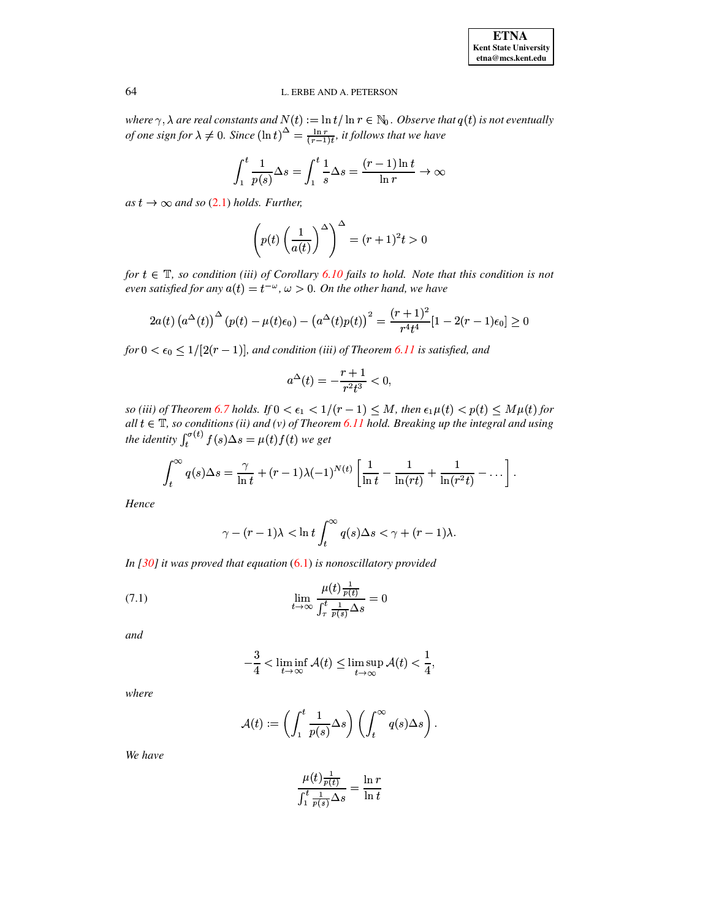*where $\gamma, \lambda$ are real constants and $N(t) := \ln t / \ln r \in \mathbb{N}_0$. Observe that $q(t)$ is not eventually of one sign for $\lambda \neq 0$. Since $(\ln t)^{\Delta} = \frac{\ln r}{(r-1)t}$, it follows that we have*

$$\int_1^t \frac{1}{p(s)} \Delta s = \int_1^t \frac{1}{s} \Delta s = \frac{(r-1)\ln t}{\ln r} \to \infty$$

*as $t \to \infty$ and so (2.1) holds. Further,*

$$\left( p(t) \left( \frac{1}{a(t)} \right)^{\Delta} \right)^{\Delta} = (r+1)^2 t > 0$$

*for $t \in \mathbb{T}$, so condition (iii) of Corollary 6.10 fails to hold. Note that this condition is not even satisfied for any $a(t) = t^{-\omega}$, $\omega > 0$. On the other hand, we have*

$$2a(t) \left(a^{\Delta}(t)\right)^{\Delta} (p(t) - \mu(t)\epsilon_0) - \left(a^{\Delta}(t)p(t)\right)^2 = \frac{(r+1)^2}{r^4 t^4}[1 - 2(r-1)\epsilon_0] \geq 0$$

*for $0 < \epsilon_0 \leq 1/[2(r-1)]$, and condition (iii) of Theorem 6.11 is satisfied, and*

$$a^{\Delta}(t) = -\frac{r+1}{r^2 t^3} < 0,$$

*so (iii) of Theorem 6.7 holds. If $0 < \epsilon_1 < 1/(r-1) \leq M$, then $\epsilon_1 \mu(t) < p(t) \leq M\mu(t)$ for all $t \in \mathbb{T}$, so conditions (ii) and (v) of Theorem 6.11 hold. Breaking up the integral and using the identity $\int_t^{\sigma(t)} f(s)\Delta s = \mu(t) f(t)$ we get*

$$\int_t^{\infty} q(s)\Delta s = \frac{\gamma}{\ln t} + (r-1)\lambda(-1)^{N(t)} \left[ \frac{1}{\ln t} - \frac{1}{\ln(rt)} + \frac{1}{\ln(r^2 t)} - \dots \right].$$

*Hence*

$$\gamma - (r-1)\lambda < \ln t \int_t^{\infty} q(s)\Delta s < \gamma + (r-1)\lambda.$$

*In [30] it was proved that equation (6.1) is nonoscillatory provided*

$$\lim_{t \to \infty} \frac{\mu(t)\frac{1}{p(t)}}{\int_{\tau}^{t} \frac{1}{p(s)}\Delta s} = 0 \tag{7.1}$$

*and*

$$-\frac{3}{4} < \liminf_{t \to \infty} \mathcal{A}(t) \leq \limsup_{t \to \infty} \mathcal{A}(t) < \frac{1}{4},$$

*where*

$$\mathcal{A}(t) := \left( \int_1^t \frac{1}{p(s)} \Delta s \right) \left( \int_t^{\infty} q(s)\Delta s \right).$$

*We have*

$$\frac{\mu(t)\frac{1}{p(t)}}{\int_1^t \frac{1}{p(s)}\Delta s} = \frac{\ln r}{\ln t}$$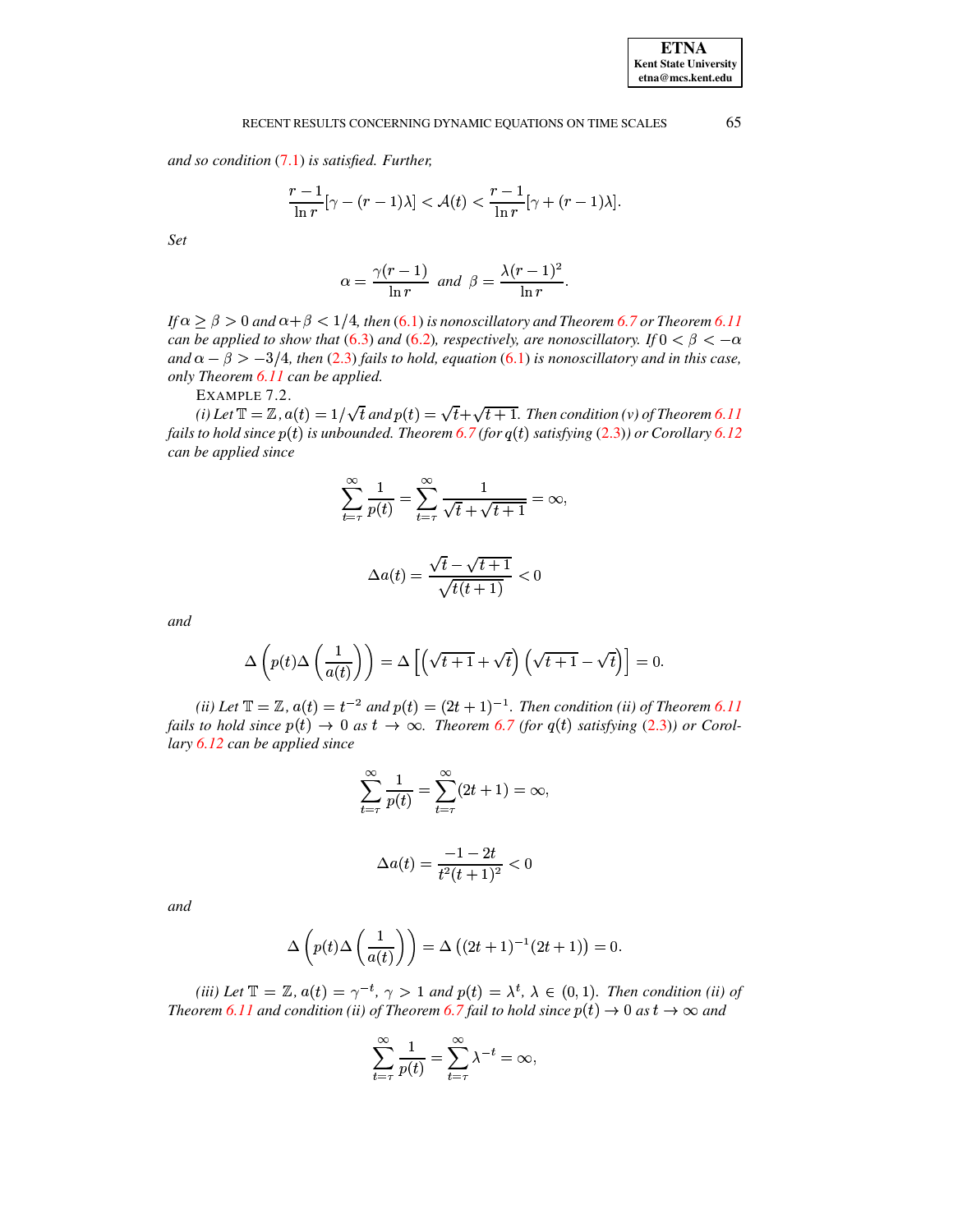*and so condition (7.1) is satisfied. Further,*

$$\frac{r-1}{\ln r}[\gamma-(r-1)\lambda] < \mathcal{A}(t) < \frac{r-1}{\ln r}[\gamma+(r-1)\lambda].$$

*Set*

$$\alpha = \frac{\gamma(r-1)}{\ln r} \ \text{ and } \ \beta = \frac{\lambda(r-1)^2}{\ln r}.$$

*If $\alpha \geq \beta > 0$ and $\alpha+\beta < 1/4$, then (6.1) is nonoscillatory and Theorem 6.7 or Theorem 6.11 can be applied to show that (6.3) and (6.2), respectively, are nonoscillatory. If $0 < \beta < -\alpha$ and $\alpha - \beta > -3/4$, then (2.3) fails to hold, equation (6.1) is nonoscillatory and in this case, only Theorem 6.11 can be applied.*

EXAMPLE 7.2.

*(i) Let $\mathbb{T} = \mathbb{Z}$, $a(t) = 1/\sqrt{t}$ and $p(t) = \sqrt{t}+\sqrt{t+1}$. Then condition (v) of Theorem 6.11 fails to hold since $p(t)$ is unbounded. Theorem 6.7 (for $q(t)$ satisfying (2.3)) or Corollary 6.12 can be applied since*

$$\sum_{t=\tau}^{\infty} \frac{1}{p(t)} = \sum_{t=\tau}^{\infty} \frac{1}{\sqrt{t}+\sqrt{t+1}} = \infty,$$

$$\Delta a(t) = \frac{\sqrt{t}-\sqrt{t+1}}{\sqrt{t(t+1)}} < 0$$

*and*

$$\Delta\left(p(t)\Delta\left(\frac{1}{a(t)}\right)\right) = \Delta\left[\left(\sqrt{t+1}+\sqrt{t}\right)\left(\sqrt{t+1}-\sqrt{t}\right)\right] = 0.$$

*(ii) Let $\mathbb{T} = \mathbb{Z}$, $a(t) = t^{-2}$ and $p(t) = (2t+1)^{-1}$. Then condition (ii) of Theorem 6.11 fails to hold since $p(t) \to 0$ as $t \to \infty$. Theorem 6.7 (for $q(t)$ satisfying (2.3)) or Corollary 6.12 can be applied since*

$$\sum_{t=\tau}^{\infty} \frac{1}{p(t)} = \sum_{t=\tau}^{\infty} (2t+1) = \infty,$$

$$\Delta a(t) = \frac{-1-2t}{t^2(t+1)^2} < 0$$

*and*

$$\Delta\left(p(t)\Delta\left(\frac{1}{a(t)}\right)\right) = \Delta\left((2t+1)^{-1}(2t+1)\right) = 0.$$

*(iii) Let $\mathbb{T} = \mathbb{Z}$, $a(t) = \gamma^{-t}$, $\gamma > 1$ and $p(t) = \lambda^t$, $\lambda \in (0,1)$. Then condition (ii) of Theorem 6.11 and condition (ii) of Theorem 6.7 fail to hold since $p(t) \to 0$ as $t \to \infty$ and*

$$\sum_{t=\tau}^{\infty} \frac{1}{p(t)} = \sum_{t=\tau}^{\infty} \lambda^{-t} = \infty,$$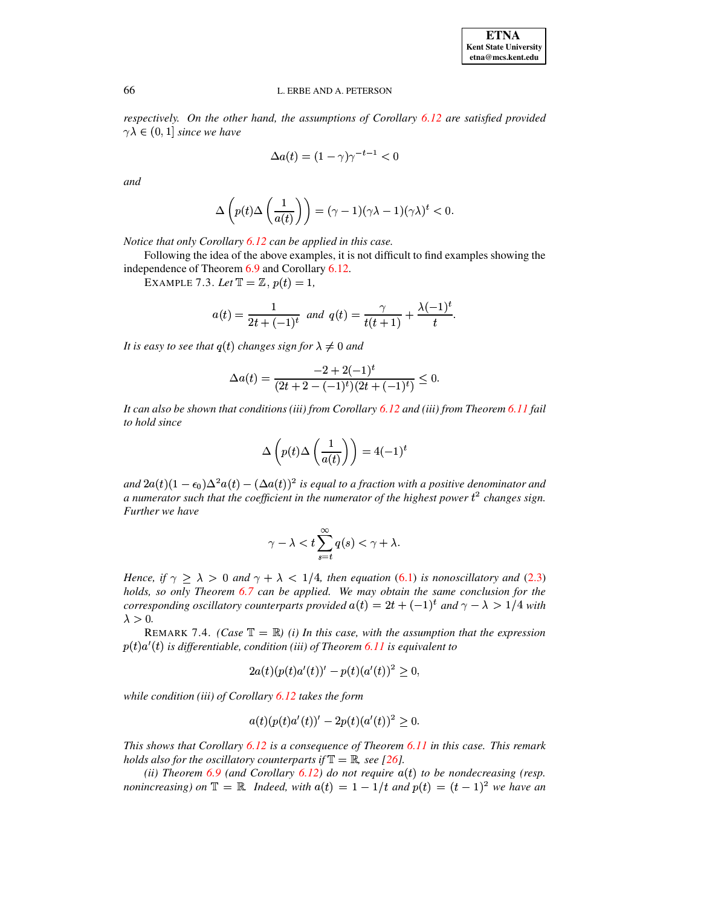*respectively. On the other hand, the assumptions of Corollary 6.12 are satisfied provided $\gamma\lambda \in (0, 1]$ since we have*

$$\Delta a(t) = (1-\gamma)\gamma^{-t-1} < 0$$

*and*

$$\Delta\left(p(t)\Delta\left(\frac{1}{a(t)}\right)\right) = (\gamma - 1)(\gamma\lambda - 1)(\gamma\lambda)^t < 0.$$

*Notice that only Corollary 6.12 can be applied in this case.*

Following the idea of the above examples, it is not difficult to find examples showing the independence of Theorem 6.9 and Corollary 6.12.

EXAMPLE 7.3. *Let $\mathbb{T} = \mathbb{Z}$, $p(t) = 1$,*

$$a(t) = \frac{1}{2t + (-1)^t} \quad \text{and} \quad q(t) = \frac{\gamma}{t(t+1)} + \frac{\lambda(-1)^t}{t}.$$

*It is easy to see that $q(t)$ changes sign for $\lambda \neq 0$ and*

$$\Delta a(t) = \frac{-2 + 2(-1)^t}{(2t + 2 - (-1)^t)(2t + (-1)^t)} \leq 0.$$

*It can also be shown that conditions (iii) from Corollary 6.12 and (iii) from Theorem 6.11 fail to hold since*

$$\Delta\left(p(t)\Delta\left(\frac{1}{a(t)}\right)\right) = 4(-1)^t$$

*and $2a(t)(1-\epsilon_0)\Delta^2 a(t) - (\Delta a(t))^2$ is equal to a fraction with a positive denominator and a numerator such that the coefficient in the numerator of the highest power $t^2$ changes sign. Further we have*

$$\gamma - \lambda < t\sum_{s=t}^{\infty} q(s) < \gamma + \lambda.$$

*Hence, if $\gamma \geq \lambda > 0$ and $\gamma + \lambda < 1/4$, then equation (6.1) is nonoscillatory and (2.3) holds, so only Theorem 6.7 can be applied. We may obtain the same conclusion for the corresponding oscillatory counterparts provided $a(t) = 2t + (-1)^t$ and $\gamma - \lambda > 1/4$ with $\lambda > 0$.*

REMARK 7.4. *(Case $\mathbb{T} = \mathbb{R}$) (i) In this case, with the assumption that the expression $p(t)a'(t)$ is differentiable, condition (iii) of Theorem 6.11 is equivalent to*

$$2a(t)(p(t)a'(t))' - p(t)(a'(t))^2 \geq 0,$$

*while condition (iii) of Corollary 6.12 takes the form*

$$a(t)(p(t)a'(t))' - 2p(t)(a'(t))^2 \geq 0.$$

*This shows that Corollary 6.12 is a consequence of Theorem 6.11 in this case. This remark holds also for the oscillatory counterparts if $\mathbb{T} = \mathbb{R}$, see [26].*

*(ii) Theorem 6.9 (and Corollary 6.12) do not require $a(t)$ to be nondecreasing (resp. nonincreasing) on $\mathbb{T} = \mathbb{R}$. Indeed, with $a(t) = 1 - 1/t$ and $p(t) = (t-1)^2$ we have an*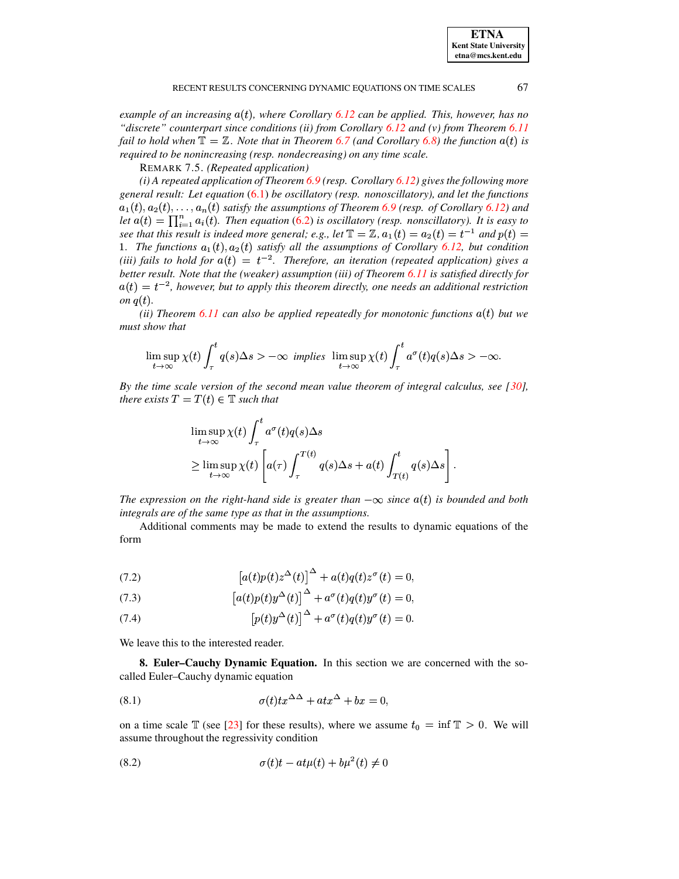*example of an increasing $a(t)$, where Corollary 6.12 can be applied. This, however, has no "discrete" counterpart since conditions (ii) from Corollary 6.12 and (v) from Theorem 6.11 fail to hold when $\mathbb{T} = \mathbb{Z}$. Note that in Theorem 6.7 (and Corollary 6.8) the function $a(t)$ is required to be nonincreasing (resp. nondecreasing) on any time scale.*

REMARK 7.5. *(Repeated application)*

*(i) A repeated application of Theorem 6.9 (resp. Corollary 6.12) gives the following more general result: Let equation (6.1) be oscillatory (resp. nonoscillatory), and let the functions $a_1(t), a_2(t), \ldots, a_n(t)$ satisfy the assumptions of Theorem 6.9 (resp. of Corollary 6.12) and let $a(t) = \prod_{i=1}^n a_i(t)$. Then equation (6.2) is oscillatory (resp. nonoscillatory). It is easy to see that this result is indeed more general; e.g., let $\mathbb{T} = \mathbb{Z}$, $a_1(t) = a_2(t) = t^{-1}$ and $p(t) = 1$. The functions $a_1(t), a_2(t)$ satisfy all the assumptions of Corollary 6.12, but condition (iii) fails to hold for $a(t) = t^{-2}$. Therefore, an iteration (repeated application) gives a better result. Note that the (weaker) assumption (iii) of Theorem 6.11 is satisfied directly for $a(t) = t^{-2}$, however, but to apply this theorem directly, one needs an additional restriction on $q(t)$.*

*(ii) Theorem 6.11 can also be applied repeatedly for monotonic functions $a(t)$ but we must show that*

$$\limsup_{t\to\infty} \chi(t) \int_\tau^t q(s)\Delta s > -\infty \ \textit{ implies } \ \limsup_{t\to\infty} \chi(t) \int_\tau^t a^\sigma(t) q(s)\Delta s > -\infty.$$

*By the time scale version of the second mean value theorem of integral calculus, see [30], there exists $T = T(t) \in \mathbb{T}$ such that*

$$\begin{aligned}
&\limsup_{t\to\infty} \chi(t) \int_\tau^t a^\sigma(t) q(s)\Delta s \\
&\geq \limsup_{t\to\infty} \chi(t) \left[ a(\tau) \int_\tau^{T(t)} q(s)\Delta s + a(t) \int_{T(t)}^t q(s)\Delta s \right].
\end{aligned}$$

*The expression on the right-hand side is greater than $-\infty$ since $a(t)$ is bounded and both integrals are of the same type as that in the assumptions.*

Additional comments may be made to extend the results to dynamic equations of the form

$$\left[a(t)p(t)z^\Delta(t)\right]^\Delta + a(t)q(t)z^\sigma(t) = 0, \tag{7.2}$$

$$\left[a(t)p(t)y^\Delta(t)\right]^\Delta + a^\sigma(t)q(t)y^\sigma(t) = 0, \tag{7.3}$$

$$\left[p(t)y^\Delta(t)\right]^\Delta + a^\sigma(t)q(t)y^\sigma(t) = 0. \tag{7.4}$$

We leave this to the interested reader.

## 8. Euler–Cauchy Dynamic Equation.

In this section we are concerned with the so-called Euler–Cauchy dynamic equation

$$\sigma(t)tx^{\Delta\Delta} + atx^\Delta + bx = 0, \tag{8.1}$$

on a time scale $\mathbb{T}$ (see [23] for these results), where we assume $t_0 = \inf \mathbb{T} > 0$. We will assume throughout the regressivity condition

$$\sigma(t)t - at\mu(t) + b\mu^2(t) \neq 0 \tag{8.2}$$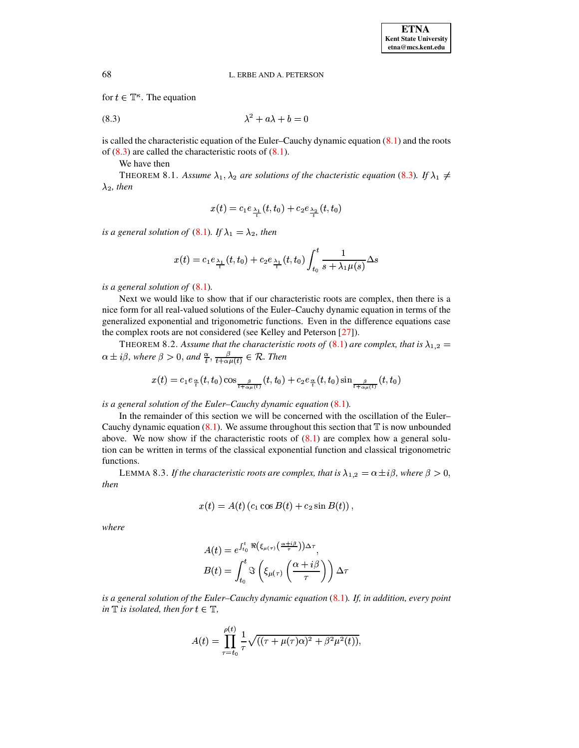for $t \in \mathbb{T}^{\kappa}$. The equation

$$\lambda^2 + a\lambda + b = 0 \tag{8.3}$$

is called the characteristic equation of the Euler–Cauchy dynamic equation (8.1) and the roots of (8.3) are called the characteristic roots of (8.1).

We have then

THEOREM 8.1. *Assume $\lambda_1, \lambda_2$ are solutions of the chacteristic equation* (8.3)*. If $\lambda_1 \neq \lambda_2$, then*

$$x(t) = c_1 e_{\frac{\lambda_1}{t}}(t, t_0) + c_2 e_{\frac{\lambda_2}{t}}(t, t_0)$$

*is a general solution of* (8.1)*. If $\lambda_1 = \lambda_2$, then*

$$x(t) = c_1 e_{\frac{\lambda_1}{t}}(t, t_0) + c_2 e_{\frac{\lambda_1}{t}}(t, t_0) \int_{t_0}^{t} \frac{1}{s + \lambda_1 \mu(s)} \Delta s$$

*is a general solution of* (8.1)*.*

Next we would like to show that if our characteristic roots are complex, then there is a nice form for all real-valued solutions of the Euler–Cauchy dynamic equation in terms of the generalized exponential and trigonometric functions. Even in the difference equations case the complex roots are not considered (see Kelley and Peterson [27]).

THEOREM 8.2. *Assume that the characteristic roots of* (8.1) *are complex, that is $\lambda_{1,2} = \alpha \pm i\beta$, where $\beta > 0$, and $\frac{\alpha}{t}, \frac{\beta}{t+\alpha\mu(t)} \in \mathcal{R}$. Then*

$$x(t) = c_1 e_{\frac{\alpha}{t}}(t, t_0) \cos_{\frac{\beta}{t+\alpha\mu(t)}}(t, t_0) + c_2 e_{\frac{\alpha}{t}}(t, t_0) \sin_{\frac{\beta}{t+\alpha\mu(t)}}(t, t_0)$$

*is a general solution of the Euler–Cauchy dynamic equation* (8.1)*.*

In the remainder of this section we will be concerned with the oscillation of the Euler–Cauchy dynamic equation (8.1). We assume throughout this section that $\mathbb{T}$ is now unbounded above. We now show if the characteristic roots of (8.1) are complex how a general solution can be written in terms of the classical exponential function and classical trigonometric functions.

LEMMA 8.3. *If the characteristic roots are complex, that is $\lambda_{1,2} = \alpha \pm i\beta$, where $\beta > 0$, then*

$$x(t) = A(t) \left( c_1 \cos B(t) + c_2 \sin B(t) \right),$$

*where*

$$A(t) = e^{\int_{t_0}^{t} \Re\left(\xi_{\mu(\tau)}\left(\frac{\alpha+i\beta}{\tau}\right)\right)\Delta\tau},$$

$$B(t) = \int_{t_0}^{t} \Im\left(\xi_{\mu(\tau)}\left(\frac{\alpha+i\beta}{\tau}\right)\right)\Delta\tau$$

*is a general solution of the Euler–Cauchy dynamic equation* (8.1)*. If, in addition, every point in $\mathbb{T}$ is isolated, then for $t \in \mathbb{T}$,*

$$A(t) = \prod_{\tau=t_0}^{\rho(t)} \frac{1}{\tau} \sqrt{((\tau + \mu(\tau)\alpha)^2 + \beta^2 \mu^2(t))},$$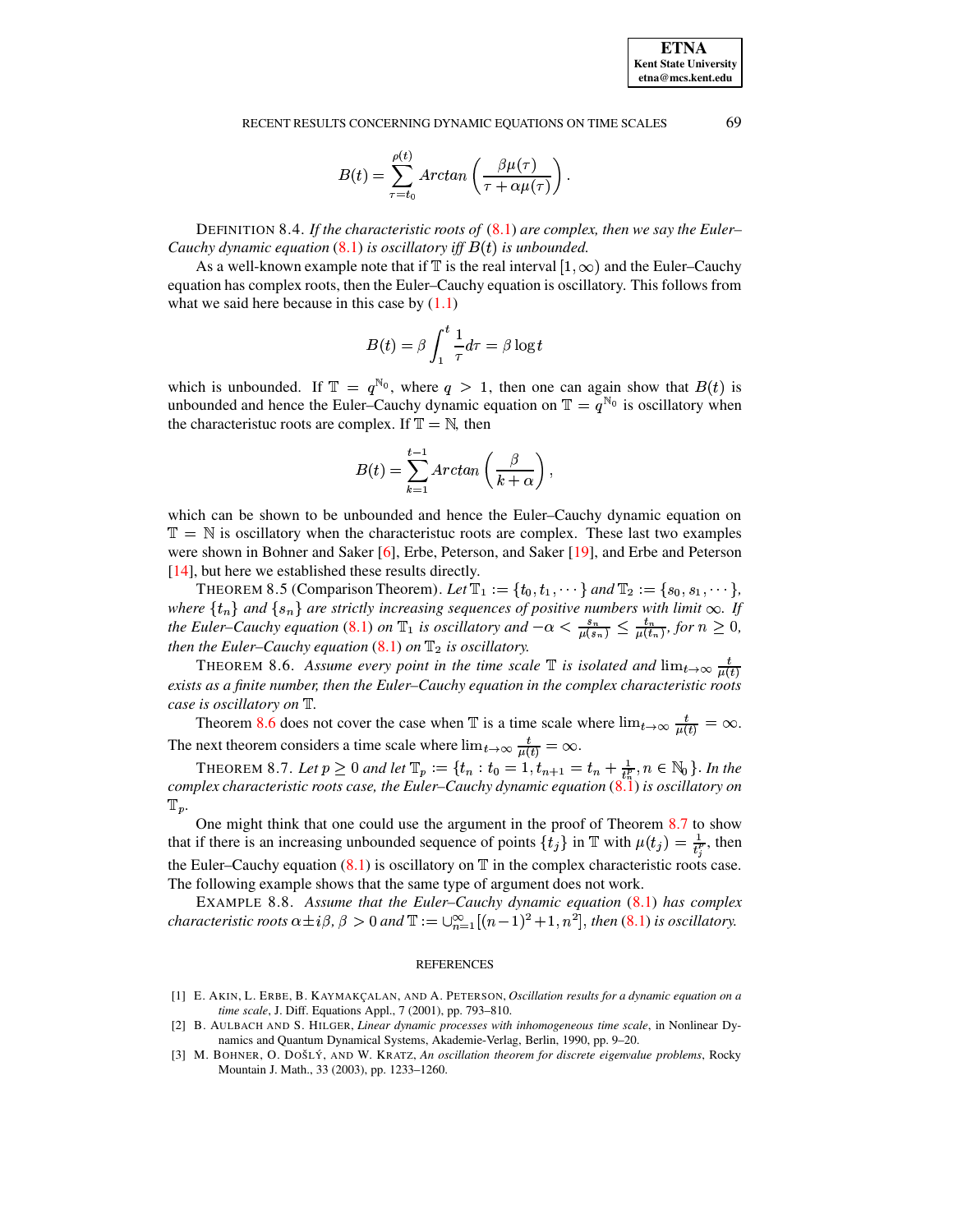$$B(t) = \sum_{\tau=t_0}^{\rho(t)} Arctan\left(\frac{\beta\mu(\tau)}{\tau+\alpha\mu(\tau)}\right).$$

DEFINITION 8.4. *If the characteristic roots of* (8.1) *are complex, then we say the Euler–Cauchy dynamic equation* (8.1) *is oscillatory iff* $B(t)$ *is unbounded.*

As a well-known example note that if $\mathbb{T}$ is the real interval $[1,\infty)$ and the Euler–Cauchy equation has complex roots, then the Euler–Cauchy equation is oscillatory. This follows from what we said here because in this case by (1.1)

$$B(t) = \beta\int_1^t \frac{1}{\tau}d\tau = \beta\log t$$

which is unbounded. If $\mathbb{T} = q^{\mathbb{N}_0}$, where $q > 1$, then one can again show that $B(t)$ is unbounded and hence the Euler–Cauchy dynamic equation on $\mathbb{T} = q^{\mathbb{N}_0}$ is oscillatory when the characterictuc roots are complex. If $\mathbb{T} = \mathbb{N}$, then

$$B(t) = \sum_{k=1}^{t-1} Arctan\left(\frac{\beta}{k+\alpha}\right),$$

which can be shown to be unbounded and hence the Euler–Cauchy dynamic equation on $\mathbb{T} = \mathbb{N}$ is oscillatory when the characteristic roots are complex. These last two examples were shown in Bohner and Saker [6], Erbe, Peterson, and Saker [19], and Erbe and Peterson [14], but here we established these results directly.

THEOREM 8.5 (Comparison Theorem). *Let* $\mathbb{T}_1 := \{t_0, t_1, \cdots\}$ *and* $\mathbb{T}_2 := \{s_0, s_1, \cdots\}$, *where* $\{t_n\}$ *and* $\{s_n\}$ *are strictly increasing sequences of positive numbers with limit* $\infty$. *If the Euler–Cauchy equation* (8.1) *on* $\mathbb{T}_1$ *is oscillatory and* $-\alpha < \frac{s_n}{\mu(s_n)} \leq \frac{t_n}{\mu(t_n)}$, *for* $n \geq 0$, *then the Euler–Cauchy equation* (8.1) *on* $\mathbb{T}_2$ *is oscillatory.*

THEOREM 8.6. *Assume every point in the time scale* $\mathbb{T}$ *is isolated and* $\lim_{t\to\infty}\frac{t}{\mu(t)}$ *exists as a finite number, then the Euler–Cauchy equation in the complex characteristic roots case is oscillatory on* $\mathbb{T}$.

Theorem 8.6 does not cover the case when $\mathbb{T}$ is a time scale where $\lim_{t\to\infty}\frac{t}{\mu(t)} = \infty$. The next theorem considers a time scale where $\lim_{t\to\infty}\frac{t}{\mu(t)} = \infty$.

THEOREM 8.7. *Let* $p \geq 0$ *and let* $\mathbb{T}_p := \{t_n : t_0 = 1, t_{n+1} = t_n + \frac{1}{t_n^p}, n \in \mathbb{N}_0\}$. *In the complex characteristic roots case, the Euler–Cauchy dynamic equation* (8.1) *is oscillatory on* $\mathbb{T}_p$.

One might think that one could use the argument in the proof of Theorem 8.7 to show that if there is an increasing unbounded sequence of points $\{t_j\}$ in $\mathbb{T}$ with $\mu(t_j) = \frac{1}{t_j^p}$, then the Euler–Cauchy equation (8.1) is oscillatory on $\mathbb{T}$ in the complex characteristic roots case. The following example shows that the same type of argument does not work.

EXAMPLE 8.8. *Assume that the Euler–Cauchy dynamic equation* (8.1) *has complex characteristic roots* $\alpha \pm i\beta$, $\beta > 0$ *and* $\mathbb{T} := \cup_{n=1}^{\infty}[(n-1)^2+1, n^2]$, *then* (8.1) *is oscillatory.*

## REFERENCES

[1] E. AKIN, L. ERBE, B. KAYMAKÇALAN, AND A. PETERSON, *Oscillation results for a dynamic equation on a time scale*, J. Diff. Equations Appl., 7 (2001), pp. 793–810.

[2] B. AULBACH AND S. HILGER, *Linear dynamic processes with inhomogeneous time scale*, in Nonlinear Dynamics and Quantum Dynamical Systems, Akademie-Verlag, Berlin, 1990, pp. 9–20.

[3] M. BOHNER, O. DOŠLÝ, AND W. KRATZ, *An oscillation theorem for discrete eigenvalue problems*, Rocky Mountain J. Math., 33 (2003), pp. 1233–1260.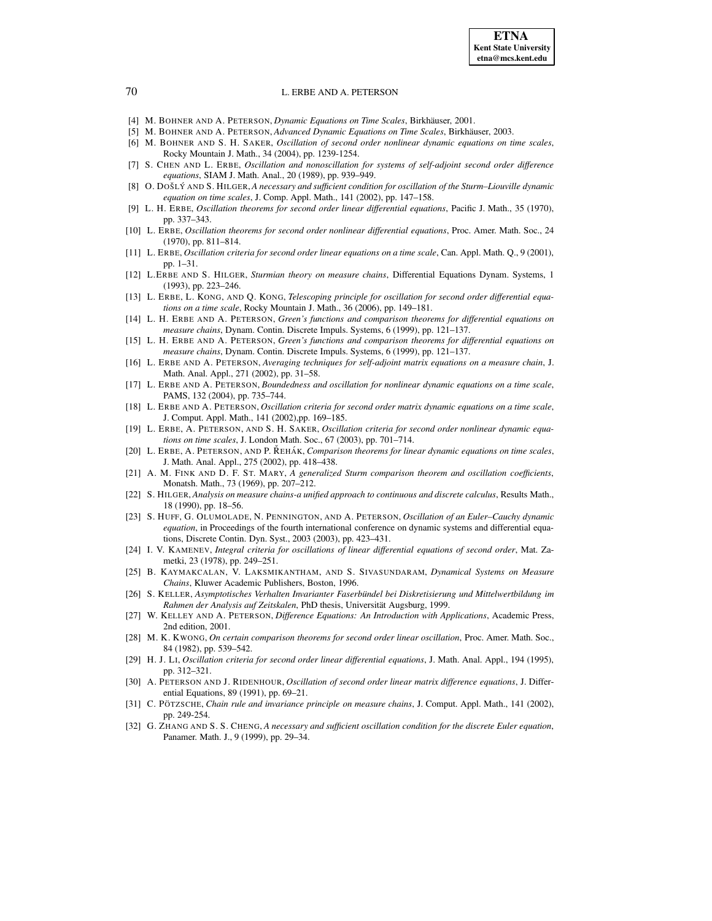[4] M. Bohner and A. Peterson, *Dynamic Equations on Time Scales*, Birkhäuser, 2001.

[5] M. Bohner and A. Peterson, *Advanced Dynamic Equations on Time Scales*, Birkhäuser, 2003.

[6] M. Bohner and S. H. Saker, *Oscillation of second order nonlinear dynamic equations on time scales*, Rocky Mountain J. Math., 34 (2004), pp. 1239-1254.

[7] S. Chen and L. Erbe, *Oscillation and nonoscillation for systems of self-adjoint second order difference equations*, SIAM J. Math. Anal., 20 (1989), pp. 939–949.

[8] O. Došlý and S. Hilger, *A necessary and sufficient condition for oscillation of the Sturm–Liouville dynamic equation on time scales*, J. Comp. Appl. Math., 141 (2002), pp. 147–158.

[9] L. H. Erbe, *Oscillation theorems for second order linear differential equations*, Pacific J. Math., 35 (1970), pp. 337–343.

[10] L. Erbe, *Oscillation theorems for second order nonlinear differential equations*, Proc. Amer. Math. Soc., 24 (1970), pp. 811–814.

[11] L. Erbe, *Oscillation criteria for second order linear equations on a time scale*, Can. Appl. Math. Q., 9 (2001), pp. 1–31.

[12] L.Erbe and S. Hilger, *Sturmian theory on measure chains*, Differential Equations Dynam. Systems, 1 (1993), pp. 223–246.

[13] L. Erbe, L. Kong, and Q. Kong, *Telescoping principle for oscillation for second order differential equations on a time scale*, Rocky Mountain J. Math., 36 (2006), pp. 149–181.

[14] L. H. Erbe and A. Peterson, *Green's functions and comparison theorems for differential equations on measure chains*, Dynam. Contin. Discrete Impuls. Systems, 6 (1999), pp. 121–137.

[15] L. H. Erbe and A. Peterson, *Green's functions and comparison theorems for differential equations on measure chains*, Dynam. Contin. Discrete Impuls. Systems, 6 (1999), pp. 121–137.

[16] L. Erbe and A. Peterson, *Averaging techniques for self-adjoint matrix equations on a measure chain*, J. Math. Anal. Appl., 271 (2002), pp. 31–58.

[17] L. Erbe and A. Peterson, *Boundedness and oscillation for nonlinear dynamic equations on a time scale*, PAMS, 132 (2004), pp. 735–744.

[18] L. Erbe and A. Peterson, *Oscillation criteria for second order matrix dynamic equations on a time scale*, J. Comput. Appl. Math., 141 (2002),pp. 169–185.

[19] L. Erbe, A. Peterson, and S. H. Saker, *Oscillation criteria for second order nonlinear dynamic equations on time scales*, J. London Math. Soc., 67 (2003), pp. 701–714.

[20] L. Erbe, A. Peterson, and P. Řehák, *Comparison theorems for linear dynamic equations on time scales*, J. Math. Anal. Appl., 275 (2002), pp. 418–438.

[21] A. M. Fink and D. F. St. Mary, *A generalized Sturm comparison theorem and oscillation coefficients*, Monatsh. Math., 73 (1969), pp. 207–212.

[22] S. Hilger, *Analysis on measure chains-a unified approach to continuous and discrete calculus*, Results Math., 18 (1990), pp. 18–56.

[23] S. Huff, G. Olumolade, N. Pennington, and A. Peterson, *Oscillation of an Euler–Cauchy dynamic equation*, in Proceedings of the fourth international conference on dynamic systems and differential equations, Discrete Contin. Dyn. Syst., 2003 (2003), pp. 423–431.

[24] I. V. Kamenev, *Integral criteria for oscillations of linear differential equations of second order*, Mat. Zametki, 23 (1978), pp. 249–251.

[25] B. Kaymakcalan, V. Laksmikantham, and S. Sivasundaram, *Dynamical Systems on Measure Chains*, Kluwer Academic Publishers, Boston, 1996.

[26] S. Keller, *Asymptotisches Verhalten Invarianter Faserbündel bei Diskretisierung und Mittelwertbildung im Rahmen der Analysis auf Zeitskalen*, PhD thesis, Universität Augsburg, 1999.

[27] W. Kelley and A. Peterson, *Difference Equations: An Introduction with Applications*, Academic Press, 2nd edition, 2001.

[28] M. K. Kwong, *On certain comparison theorems for second order linear oscillation*, Proc. Amer. Math. Soc., 84 (1982), pp. 539–542.

[29] H. J. Li, *Oscillation criteria for second order linear differential equations*, J. Math. Anal. Appl., 194 (1995), pp. 312–321.

[30] A. Peterson and J. Ridenhour, *Oscillation of second order linear matrix difference equations*, J. Differential Equations, 89 (1991), pp. 69–21.

[31] C. Pötzsche, *Chain rule and invariance principle on measure chains*, J. Comput. Appl. Math., 141 (2002), pp. 249-254.

[32] G. Zhang and S. S. Cheng, *A necessary and sufficient oscillation condition for the discrete Euler equation*, Panamer. Math. J., 9 (1999), pp. 29–34.